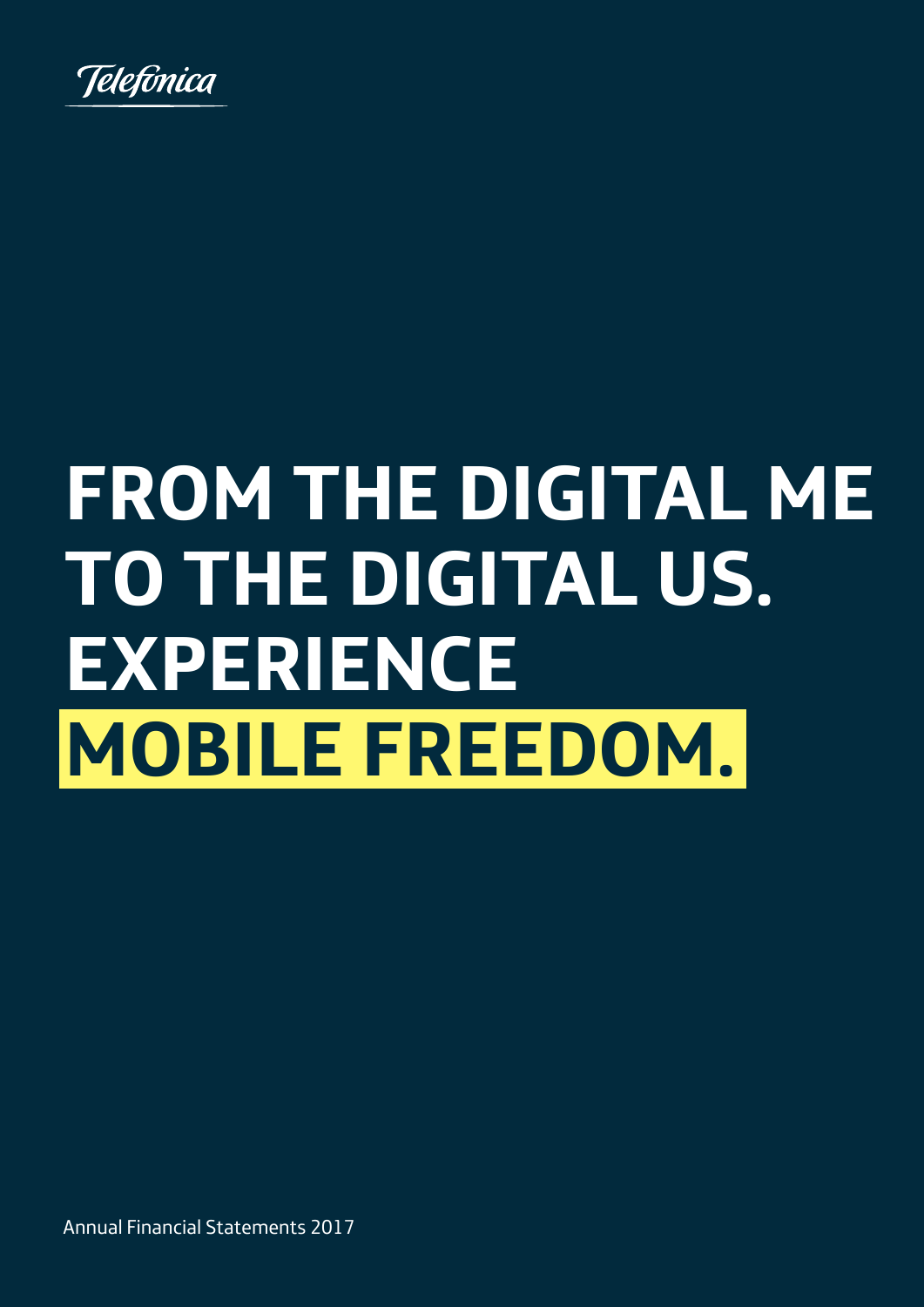Telefónica

# FROM THE DIGITAL ME TO THE DIGITAL US. EXPERIENCE MOBILE FREEDOM.

Annual Financial Statements 2017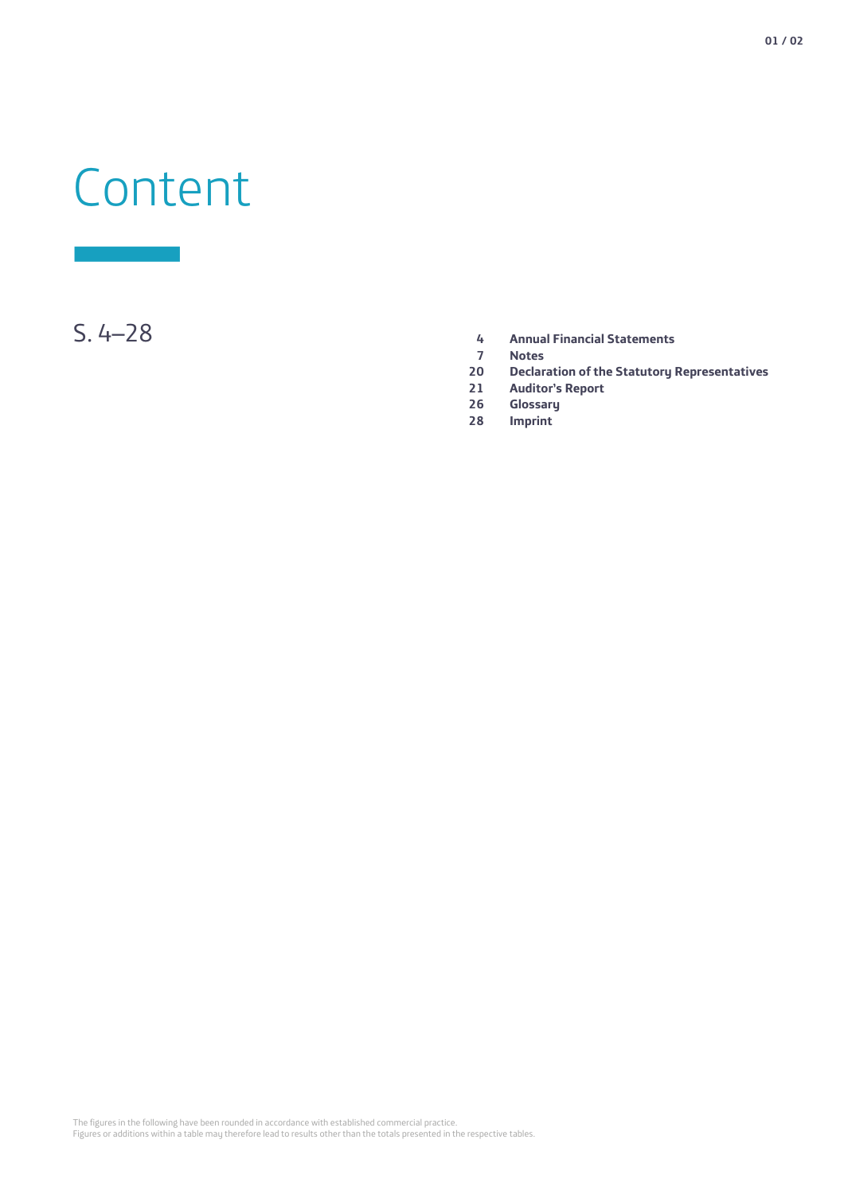# Content

S. 4–28

| | |
|---|---|
| 4 | **Annual Financial Statements** |
| 7 | **Notes** |
| 20 | **Declaration of the Statutory Representatives** |
| 21 | **Auditor's Report** |
| 26 | **Glossary** |
| 28 | **Imprint** |

The figures in the following have been rounded in accordance with established commercial practice.
Figures or additions within a table may therefore lead to results other than the totals presented in the respective tables.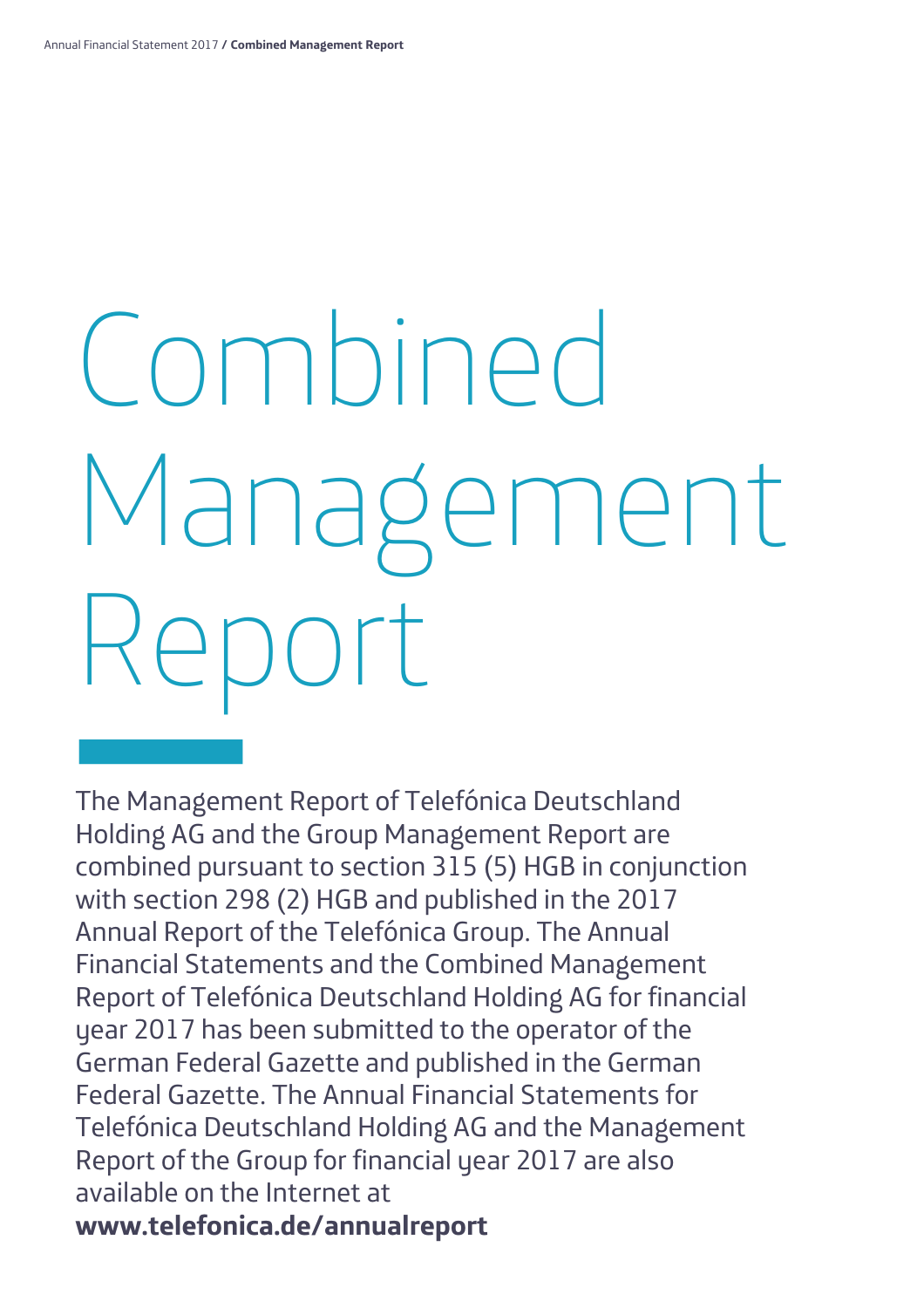# Combined Management Report

The Management Report of Telefónica Deutschland Holding AG and the Group Management Report are combined pursuant to section 315 (5) HGB in conjunction with section 298 (2) HGB and published in the 2017 Annual Report of the Telefónica Group. The Annual Financial Statements and the Combined Management Report of Telefónica Deutschland Holding AG for financial year 2017 has been submitted to the operator of the German Federal Gazette and published in the German Federal Gazette. The Annual Financial Statements for Telefónica Deutschland Holding AG and the Management Report of the Group for financial year 2017 are also available on the Internet at **www.telefonica.de/annualreport**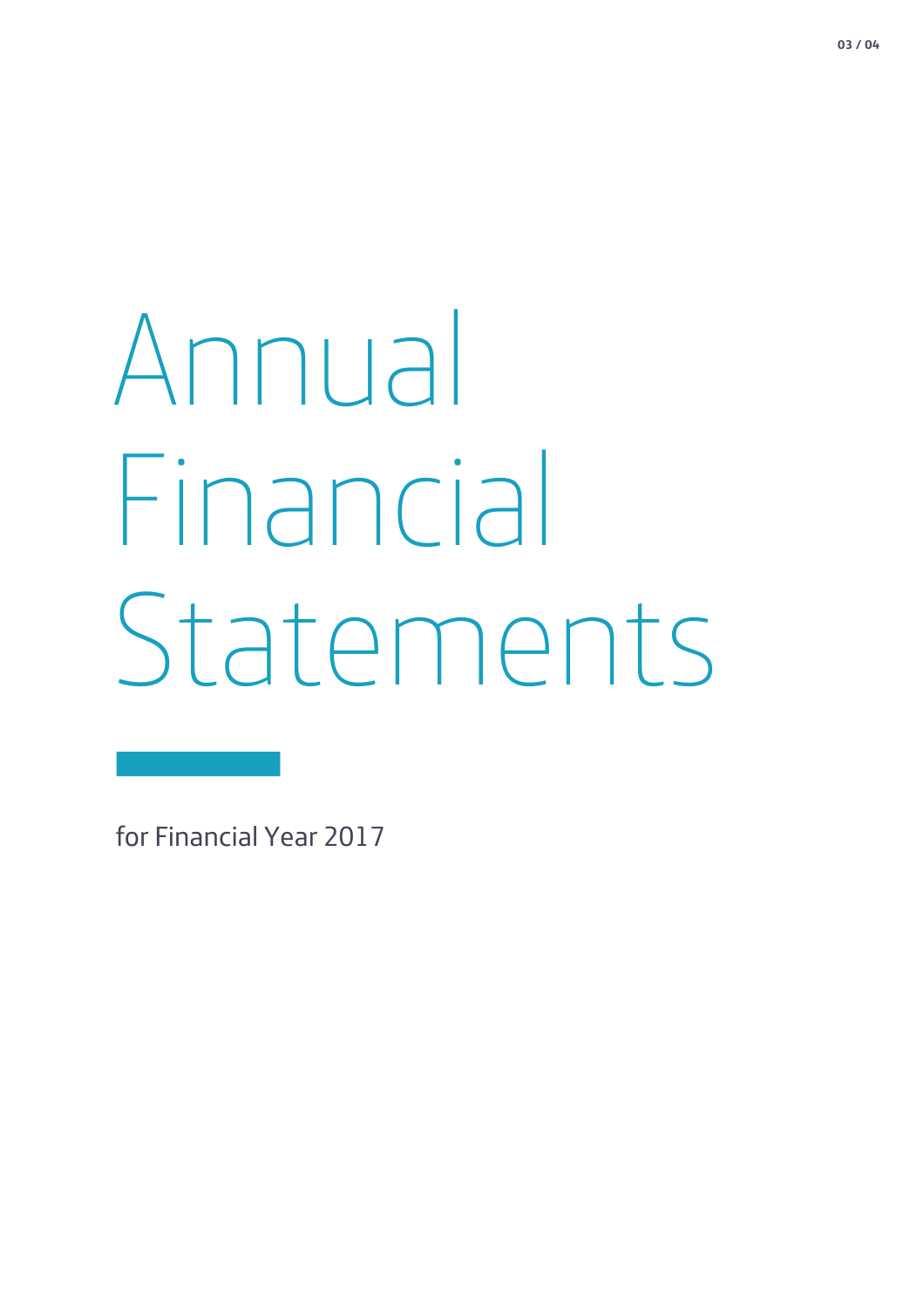# Annual Financial Statements

for Financial Year 2017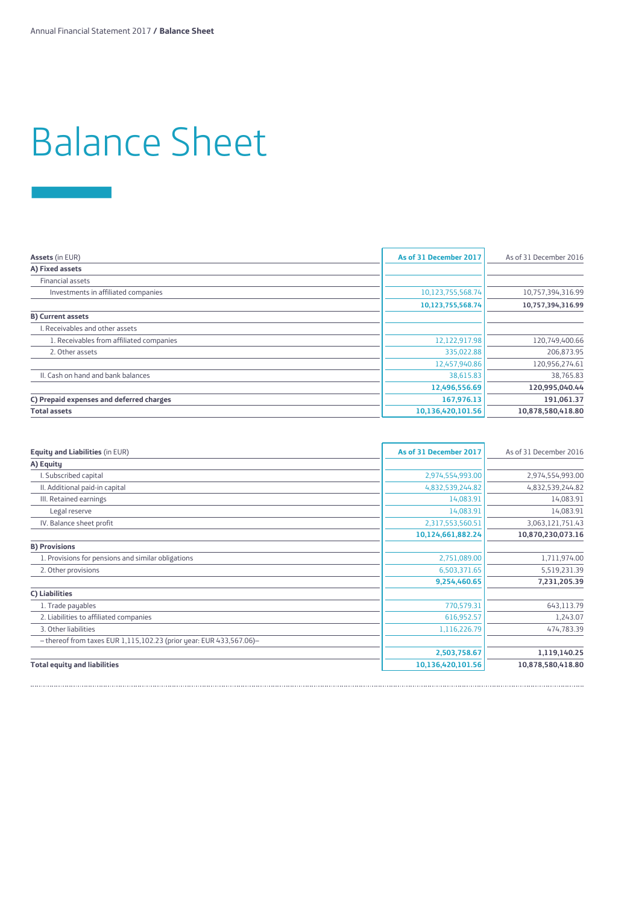# Balance Sheet

| Assets (in EUR) | As of 31 December 2017 | As of 31 December 2016 |
|---|---|---|
| **A) Fixed assets** | | |
| Financial assets | | |
| Investments in affiliated companies | 10,123,755,568.74 | 10,757,394,316.99 |
| | **10,123,755,568.74** | **10,757,394,316.99** |
| **B) Current assets** | | |
| I. Receivables and other assets | | |
| 1. Receivables from affiliated companies | 12,122,917.98 | 120,749,400.66 |
| 2. Other assets | 335,022.88 | 206,873.95 |
| | 12,457,940.86 | 120,956,274.61 |
| II. Cash on hand and bank balances | 38,615.83 | 38,765.83 |
| | **12,496,556.69** | **120,995,040.44** |
| **C) Prepaid expenses and deferred charges** | **167,976.13** | **191,061.37** |
| **Total assets** | **10,136,420,101.56** | **10,878,580,418.80** |

| Equity and Liabilities (in EUR) | As of 31 December 2017 | As of 31 December 2016 |
|---|---|---|
| **A) Equity** | | |
| I. Subscribed capital | 2,974,554,993.00 | 2,974,554,993.00 |
| II. Additional paid-in capital | 4,832,539,244.82 | 4,832,539,244.82 |
| III. Retained earnings | 14,083.91 | 14,083.91 |
| Legal reserve | 14,083.91 | 14,083.91 |
| IV. Balance sheet profit | 2,317,553,560.51 | 3,063,121,751.43 |
| | **10,124,661,882.24** | **10,870,230,073.16** |
| **B) Provisions** | | |
| 1. Provisions for pensions and similar obligations | 2,751,089.00 | 1,711,974.00 |
| 2. Other provisions | 6,503,371.65 | 5,519,231.39 |
| | **9,254,460.65** | **7,231,205.39** |
| **C) Liabilities** | | |
| 1. Trade payables | 770,579.31 | 643,113.79 |
| 2. Liabilities to affiliated companies | 616,952.57 | 1,243.07 |
| 3. Other liabilities | 1,116,226.79 | 474,783.39 |
| – thereof from taxes EUR 1,115,102.23 (prior year: EUR 433,567.06)– | | |
| | **2,503,758.67** | **1,119,140.25** |
| **Total equity and liabilities** | **10,136,420,101.56** | **10,878,580,418.80** |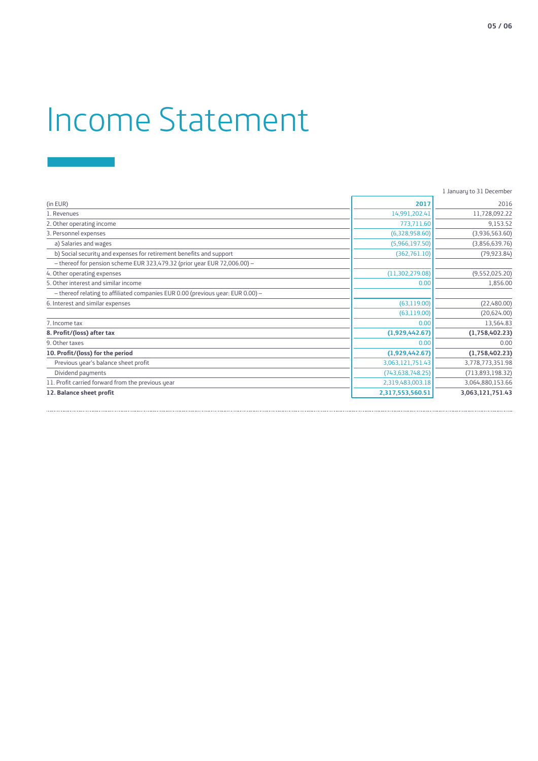# Income Statement

| (in EUR) | 2017 | 2016 |
|---|---|---|
| | | 1 January to 31 December |
| 1. Revenues | 14,991,202.41 | 11,728,092.22 |
| 2. Other operating income | 773,711.60 | 9,153.52 |
| 3. Personnel expenses | (6,328,958.60) | (3,936,563.60) |
| a) Salaries and wages | (5,966,197.50) | (3,856,639.76) |
| b) Social security and expenses for retirement benefits and support | (362,761.10) | (79,923.84) |
| – thereof for pension scheme EUR 323,479.32 (prior year EUR 72,006.00) – | | |
| 4. Other operating expenses | (11,302,279.08) | (9,552,025.20) |
| 5. Other interest and similar income | 0.00 | 1,856.00 |
| – thereof relating to affiliated companies EUR 0.00 (previous year: EUR 0.00) – | | |
| 6. Interest and similar expenses | (63,119.00) | (22,480.00) |
| | (63,119.00) | (20,624.00) |
| 7. Income tax | 0.00 | 13,564.83 |
| **8. Profit/(loss) after tax** | **(1,929,442.67)** | **(1,758,402.23)** |
| 9. Other taxes | 0.00 | 0.00 |
| **10. Profit/(loss) for the period** | **(1,929,442.67)** | **(1,758,402.23)** |
| Previous year's balance sheet profit | 3,063,121,751.43 | 3,778,773,351.98 |
| Dividend payments | (743,638,748.25) | (713,893,198.32) |
| 11. Profit carried forward from the previous year | 2,319,483,003.18 | 3,064,880,153.66 |
| **12. Balance sheet profit** | **2,317,553,560.51** | **3,063,121,751.43** |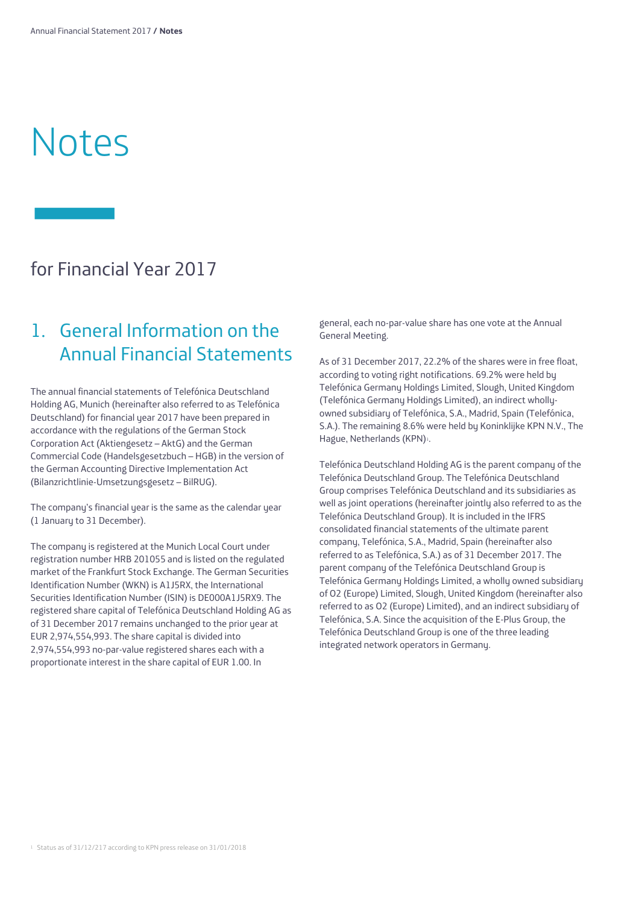# Notes

## for Financial Year 2017

## 1. General Information on the Annual Financial Statements

The annual financial statements of Telefónica Deutschland Holding AG, Munich (hereinafter also referred to as Telefónica Deutschland) for financial year 2017 have been prepared in accordance with the regulations of the German Stock Corporation Act (Aktiengesetz – AktG) and the German Commercial Code (Handelsgesetzbuch – HGB) in the version of the German Accounting Directive Implementation Act (Bilanzrichtlinie-Umsetzungsgesetz – BilRUG).

The company's financial year is the same as the calendar year (1 January to 31 December).

The company is registered at the Munich Local Court under registration number HRB 201055 and is listed on the regulated market of the Frankfurt Stock Exchange. The German Securities Identification Number (WKN) is A1J5RX, the International Securities Identification Number (ISIN) is DE000A1J5RX9. The registered share capital of Telefónica Deutschland Holding AG as of 31 December 2017 remains unchanged to the prior year at EUR 2,974,554,993. The share capital is divided into 2,974,554,993 no-par-value registered shares each with a proportionate interest in the share capital of EUR 1.00. In general, each no-par-value share has one vote at the Annual General Meeting.

As of 31 December 2017, 22.2% of the shares were in free float, according to voting right notifications. 69.2% were held by Telefónica Germany Holdings Limited, Slough, United Kingdom (Telefónica Germany Holdings Limited), an indirect wholly-owned subsidiary of Telefónica, S.A., Madrid, Spain (Telefónica, S.A.). The remaining 8.6% were held by Koninklijke KPN N.V., The Hague, Netherlands (KPN)[1].

Telefónica Deutschland Holding AG is the parent company of the Telefónica Deutschland Group. The Telefónica Deutschland Group comprises Telefónica Deutschland and its subsidiaries as well as joint operations (hereinafter jointly also referred to as the Telefónica Deutschland Group). It is included in the IFRS consolidated financial statements of the ultimate parent company, Telefónica, S.A., Madrid, Spain (hereinafter also referred to as Telefónica, S.A.) as of 31 December 2017. The parent company of the Telefónica Deutschland Group is Telefónica Germany Holdings Limited, a wholly owned subsidiary of O2 (Europe) Limited, Slough, United Kingdom (hereinafter also referred to as O2 (Europe) Limited), and an indirect subsidiary of Telefónica, S.A. Since the acquisition of the E-Plus Group, the Telefónica Deutschland Group is one of the three leading integrated network operators in Germany.

[1] Status as of 31/12/217 according to KPN press release on 31/01/2018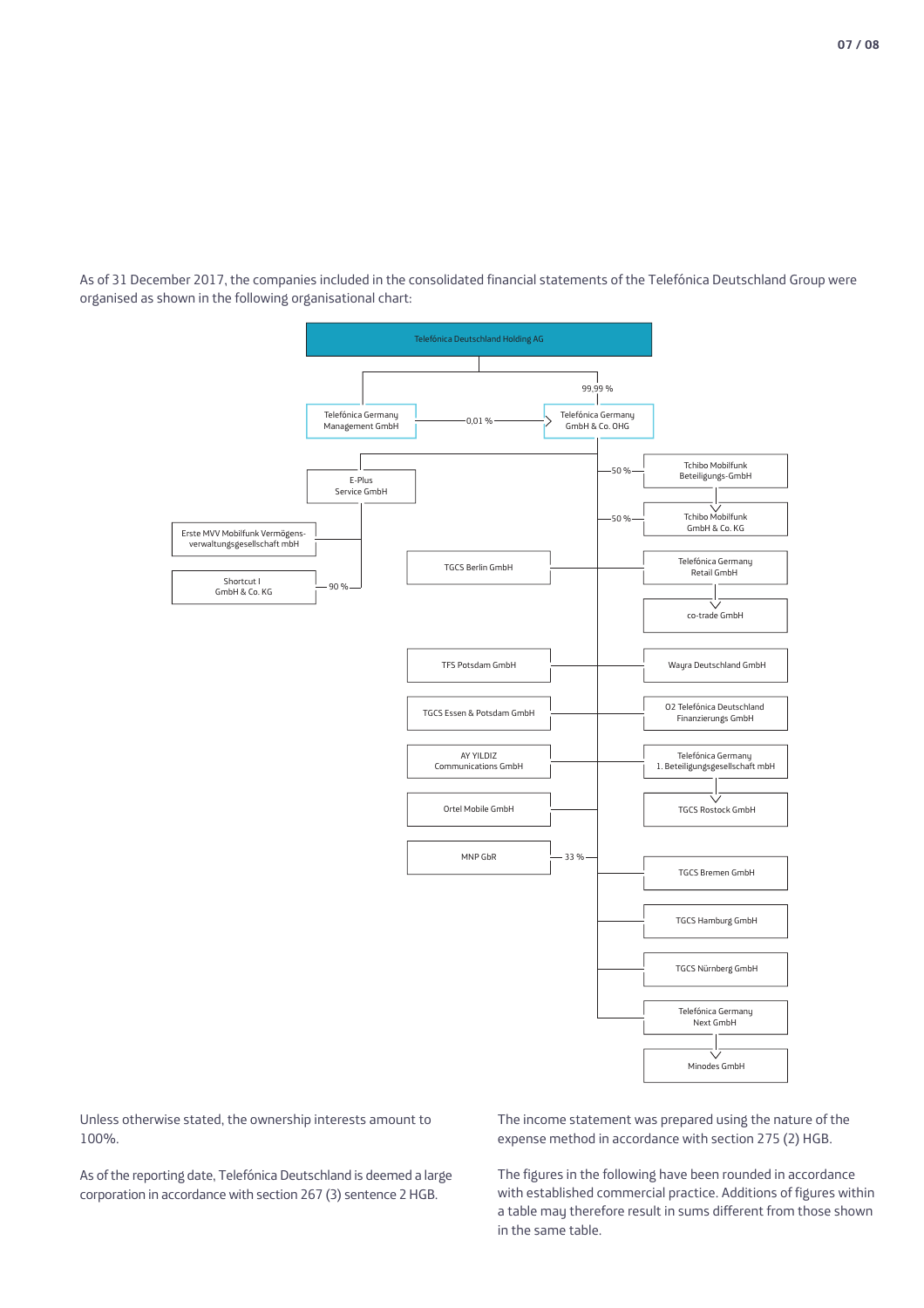As of 31 December 2017, the companies included in the consolidated financial statements of the Telefónica Deutschland Group were organised as shown in the following organisational chart:

- Telefónica Deutschland Holding AG
  - Telefónica Germany Management GmbH (0,01 % in Telefónica Germany GmbH & Co. OHG)
  - Telefónica Germany GmbH & Co. OHG (99,99 %)
    - E-Plus Service GmbH
      - Erste MVV Mobilfunk Vermögens-verwaltungsgesellschaft mbH
      - Shortcut I GmbH & Co. KG (90 %)
    - Tchibo Mobilfunk Beteiligungs-GmbH (50 %)
      - Tchibo Mobilfunk GmbH & Co. KG
    - Tchibo Mobilfunk GmbH & Co. KG (50 %)
    - TGCS Berlin GmbH
    - Telefónica Germany Retail GmbH
      - co-trade GmbH
    - TFS Potsdam GmbH
    - Wayra Deutschland GmbH
    - TGCS Essen & Potsdam GmbH
    - O2 Telefónica Deutschland Finanzierungs GmbH
    - AY YILDIZ Communications GmbH
    - Telefónica Germany 1. Beteiligungsgesellschaft mbH
      - TGCS Rostock GmbH
    - Ortel Mobile GmbH
    - MNP GbR (33 %)
    - TGCS Bremen GmbH
    - TGCS Hamburg GmbH
    - TGCS Nürnberg GmbH
    - Telefónica Germany Next GmbH
      - Minodes GmbH

Unless otherwise stated, the ownership interests amount to 100%.

As of the reporting date, Telefónica Deutschland is deemed a large corporation in accordance with section 267 (3) sentence 2 HGB.

The income statement was prepared using the nature of the expense method in accordance with section 275 (2) HGB.

The figures in the following have been rounded in accordance with established commercial practice. Additions of figures within a table may therefore result in sums different from those shown in the same table.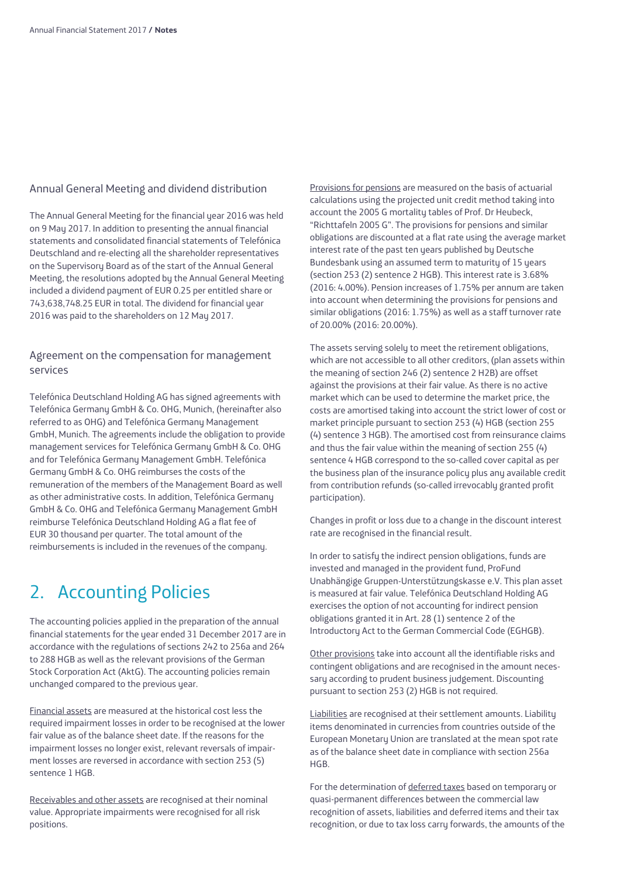### Annual General Meeting and dividend distribution

The Annual General Meeting for the financial year 2016 was held on 9 May 2017. In addition to presenting the annual financial statements and consolidated financial statements of Telefónica Deutschland and re-electing all the shareholder representatives on the Supervisory Board as of the start of the Annual General Meeting, the resolutions adopted by the Annual General Meeting included a dividend payment of EUR 0.25 per entitled share or 743,638,748.25 EUR in total. The dividend for financial year 2016 was paid to the shareholders on 12 May 2017.

### Agreement on the compensation for management services

Telefónica Deutschland Holding AG has signed agreements with Telefónica Germany GmbH & Co. OHG, Munich, (hereinafter also referred to as OHG) and Telefónica Germany Management GmbH, Munich. The agreements include the obligation to provide management services for Telefónica Germany GmbH & Co. OHG and for Telefónica Germany Management GmbH. Telefónica Germany GmbH & Co. OHG reimburses the costs of the remuneration of the members of the Management Board as well as other administrative costs. In addition, Telefónica Germany GmbH & Co. OHG and Telefónica Germany Management GmbH reimburse Telefónica Deutschland Holding AG a flat fee of EUR 30 thousand per quarter. The total amount of the reimbursements is included in the revenues of the company.

## 2. Accounting Policies

The accounting policies applied in the preparation of the annual financial statements for the year ended 31 December 2017 are in accordance with the regulations of sections 242 to 256a and 264 to 288 HGB as well as the relevant provisions of the German Stock Corporation Act (AktG). The accounting policies remain unchanged compared to the previous year.

Financial assets are measured at the historical cost less the required impairment losses in order to be recognised at the lower fair value as of the balance sheet date. If the reasons for the impairment losses no longer exist, relevant reversals of impairment losses are reversed in accordance with section 253 (5) sentence 1 HGB.

Receivables and other assets are recognised at their nominal value. Appropriate impairments were recognised for all risk positions.

Provisions for pensions are measured on the basis of actuarial calculations using the projected unit credit method taking into account the 2005 G mortality tables of Prof. Dr Heubeck, "Richttafeln 2005 G". The provisions for pensions and similar obligations are discounted at a flat rate using the average market interest rate of the past ten years published by Deutsche Bundesbank using an assumed term to maturity of 15 years (section 253 (2) sentence 2 HGB). This interest rate is 3.68% (2016: 4.00%). Pension increases of 1.75% per annum are taken into account when determining the provisions for pensions and similar obligations (2016: 1.75%) as well as a staff turnover rate of 20.00% (2016: 20.00%).

The assets serving solely to meet the retirement obligations, which are not accessible to all other creditors, (plan assets within the meaning of section 246 (2) sentence 2 H2B) are offset against the provisions at their fair value. As there is no active market which can be used to determine the market price, the costs are amortised taking into account the strict lower of cost or market principle pursuant to section 253 (4) HGB (section 255 (4) sentence 3 HGB). The amortised cost from reinsurance claims and thus the fair value within the meaning of section 255 (4) sentence 4 HGB correspond to the so-called cover capital as per the business plan of the insurance policy plus any available credit from contribution refunds (so-called irrevocably granted profit participation).

Changes in profit or loss due to a change in the discount interest rate are recognised in the financial result.

In order to satisfy the indirect pension obligations, funds are invested and managed in the provident fund, ProFund Unabhängige Gruppen-Unterstützungskasse e.V. This plan asset is measured at fair value. Telefónica Deutschland Holding AG exercises the option of not accounting for indirect pension obligations granted it in Art. 28 (1) sentence 2 of the Introductory Act to the German Commercial Code (EGHGB).

Other provisions take into account all the identifiable risks and contingent obligations and are recognised in the amount necessary according to prudent business judgement. Discounting pursuant to section 253 (2) HGB is not required.

Liabilities are recognised at their settlement amounts. Liability items denominated in currencies from countries outside of the European Monetary Union are translated at the mean spot rate as of the balance sheet date in compliance with section 256a HGB.

For the determination of deferred taxes based on temporary or quasi-permanent differences between the commercial law recognition of assets, liabilities and deferred items and their tax recognition, or due to tax loss carry forwards, the amounts of the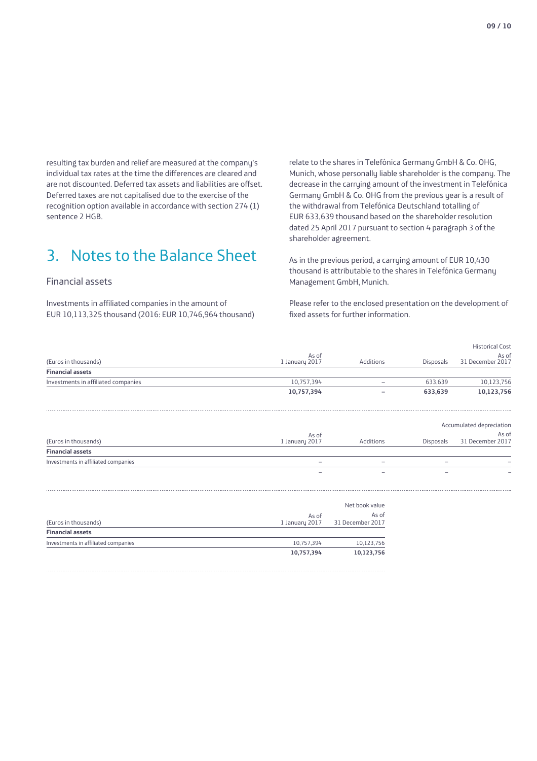resulting tax burden and relief are measured at the company's individual tax rates at the time the differences are cleared and are not discounted. Deferred tax assets and liabilities are offset. Deferred taxes are not capitalised due to the exercise of the recognition option available in accordance with section 274 (1) sentence 2 HGB.

# 3. Notes to the Balance Sheet

## Financial assets

Investments in affiliated companies in the amount of EUR 10,113,325 thousand (2016: EUR 10,746,964 thousand) relate to the shares in Telefónica Germany GmbH & Co. OHG, Munich, whose personally liable shareholder is the company. The decrease in the carrying amount of the investment in Telefónica Germany GmbH & Co. OHG from the previous year is a result of the withdrawal from Telefónica Deutschland totalling of EUR 633,639 thousand based on the shareholder resolution dated 25 April 2017 pursuant to section 4 paragraph 3 of the shareholder agreement.

As in the previous period, a carrying amount of EUR 10,430 thousand is attributable to the shares in Telefónica Germany Management GmbH, Munich.

Please refer to the enclosed presentation on the development of fixed assets for further information.

| | | | | Historical Cost |
|---|---|---|---|---|
| (Euros in thousands) | As of 1 January 2017 | Additions | Disposals | As of 31 December 2017 |
| **Financial assets** | | | | |
| Investments in affiliated companies | 10,757,394 | – | 633,639 | 10,123,756 |
| | **10,757,394** | **–** | **633,639** | **10,123,756** |

| | | | | Accumulated depreciation |
|---|---|---|---|---|
| (Euros in thousands) | As of 1 January 2017 | Additions | Disposals | As of 31 December 2017 |
| **Financial assets** | | | | |
| Investments in affiliated companies | – | – | – | – |
| | – | – | – | – |

| | | Net book value |
|---|---|---|
| (Euros in thousands) | As of 1 January 2017 | As of 31 December 2017 |
| **Financial assets** | | |
| Investments in affiliated companies | 10,757,394 | 10,123,756 |
| | **10,757,394** | **10,123,756** |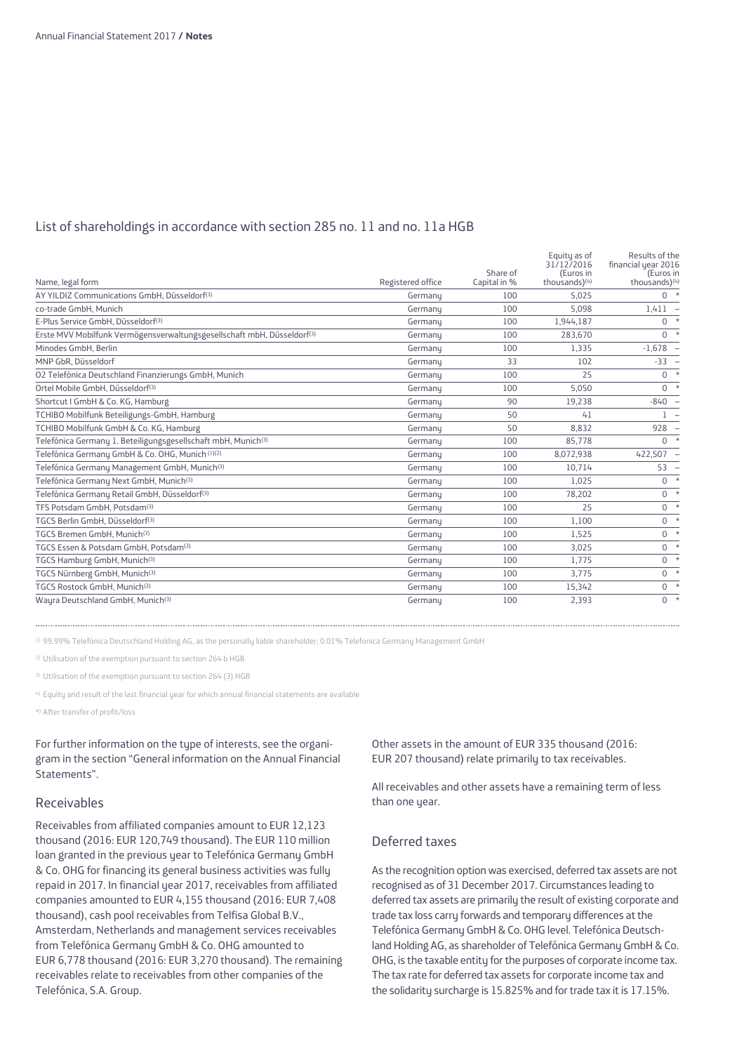## List of shareholdings in accordance with section 285 no. 11 and no. 11a HGB

| Name, legal form | Registered office | Share of Capital in % | Equity as of 31/12/2016 (Euros in thousands)[4] | Results of the financial year 2016 (Euros in thousands)[4] |
|---|---|---|---|---|
| AY YILDIZ Communications GmbH, Düsseldorf[3] | Germany | 100 | 5,025 | 0 * |
| co-trade GmbH, Munich | Germany | 100 | 5,098 | 1,411 – |
| E-Plus Service GmbH, Düsseldorf[3] | Germany | 100 | 1,944,187 | 0 * |
| Erste MVV Mobilfunk Vermögensverwaltungsgesellschaft mbH, Düsseldorf[3] | Germany | 100 | 283,670 | 0 * |
| Minodes GmbH, Berlin | Germany | 100 | 1,335 | -1,678 – |
| MNP GbR, Düsseldorf | Germany | 33 | 102 | -33 – |
| O2 Telefónica Deutschland Finanzierungs GmbH, Munich | Germany | 100 | 25 | 0 * |
| Ortel Mobile GmbH, Düsseldorf[3] | Germany | 100 | 5,050 | 0 * |
| Shortcut I GmbH & Co. KG, Hamburg | Germany | 90 | 19,238 | -840 – |
| TCHIBO Mobilfunk Beteiligungs-GmbH, Hamburg | Germany | 50 | 41 | 1 – |
| TCHIBO Mobilfunk GmbH & Co. KG, Hamburg | Germany | 50 | 8,832 | 928 – |
| Telefónica Germany 1. Beteiligungsgesellschaft mbH, Munich[3] | Germany | 100 | 85,778 | 0 * |
| Telefónica Germany GmbH & Co. OHG, Munich[1][2] | Germany | 100 | 8,072,938 | 422,507 – |
| Telefónica Germany Management GmbH, Munich[3] | Germany | 100 | 10,714 | 53 – |
| Telefónica Germany Next GmbH, Munich[3] | Germany | 100 | 1,025 | 0 * |
| Telefónica Germany Retail GmbH, Düsseldorf[3] | Germany | 100 | 78,202 | 0 * |
| TFS Potsdam GmbH, Potsdam[3] | Germany | 100 | 25 | 0 * |
| TGCS Berlin GmbH, Düsseldorf[3] | Germany | 100 | 1,100 | 0 * |
| TGCS Bremen GmbH, Munich[3] | Germany | 100 | 1,525 | 0 * |
| TGCS Essen & Potsdam GmbH, Potsdam[3] | Germany | 100 | 3,025 | 0 * |
| TGCS Hamburg GmbH, Munich[3] | Germany | 100 | 1,775 | 0 * |
| TGCS Nürnberg GmbH, Munich[3] | Germany | 100 | 3,775 | 0 * |
| TGCS Rostock GmbH, Munich[3] | Germany | 100 | 15,342 | 0 * |
| Wayra Deutschland GmbH, Munich[3] | Germany | 100 | 2,393 | 0 * |

[1] 99.99% Telefónica Deutschland Holding AG, as the personally liable shareholder; 0.01% Telefonica Germany Management GmbH

[2] Utilisation of the exemption pursuant to section 264 b HGB

[3] Utilisation of the exemption pursuant to section 264 (3) HGB

[4] Equity and result of the last financial year for which annual financial statements are available

*) After transfer of profit/loss

For further information on the type of interests, see the organigram in the section "General information on the Annual Financial Statements".

### Receivables

Receivables from affiliated companies amount to EUR 12,123 thousand (2016: EUR 120,749 thousand). The EUR 110 million loan granted in the previous year to Telefónica Germany GmbH & Co. OHG for financing its general business activities was fully repaid in 2017. In financial year 2017, receivables from affiliated companies amounted to EUR 4,155 thousand (2016: EUR 7,408 thousand), cash pool receivables from Telfisa Global B.V., Amsterdam, Netherlands and management services receivables from Telefónica Germany GmbH & Co. OHG amounted to EUR 6,778 thousand (2016: EUR 3,270 thousand). The remaining receivables relate to receivables from other companies of the Telefónica, S.A. Group.

Other assets in the amount of EUR 335 thousand (2016: EUR 207 thousand) relate primarily to tax receivables.

All receivables and other assets have a remaining term of less than one year.

### Deferred taxes

As the recognition option was exercised, deferred tax assets are not recognised as of 31 December 2017. Circumstances leading to deferred tax assets are primarily the result of existing corporate and trade tax loss carry forwards and temporary differences at the Telefónica Germany GmbH & Co. OHG level. Telefónica Deutschland Holding AG, as shareholder of Telefónica Germany GmbH & Co. OHG, is the taxable entity for the purposes of corporate income tax. The tax rate for deferred tax assets for corporate income tax and the solidarity surcharge is 15.825% and for trade tax it is 17.15%.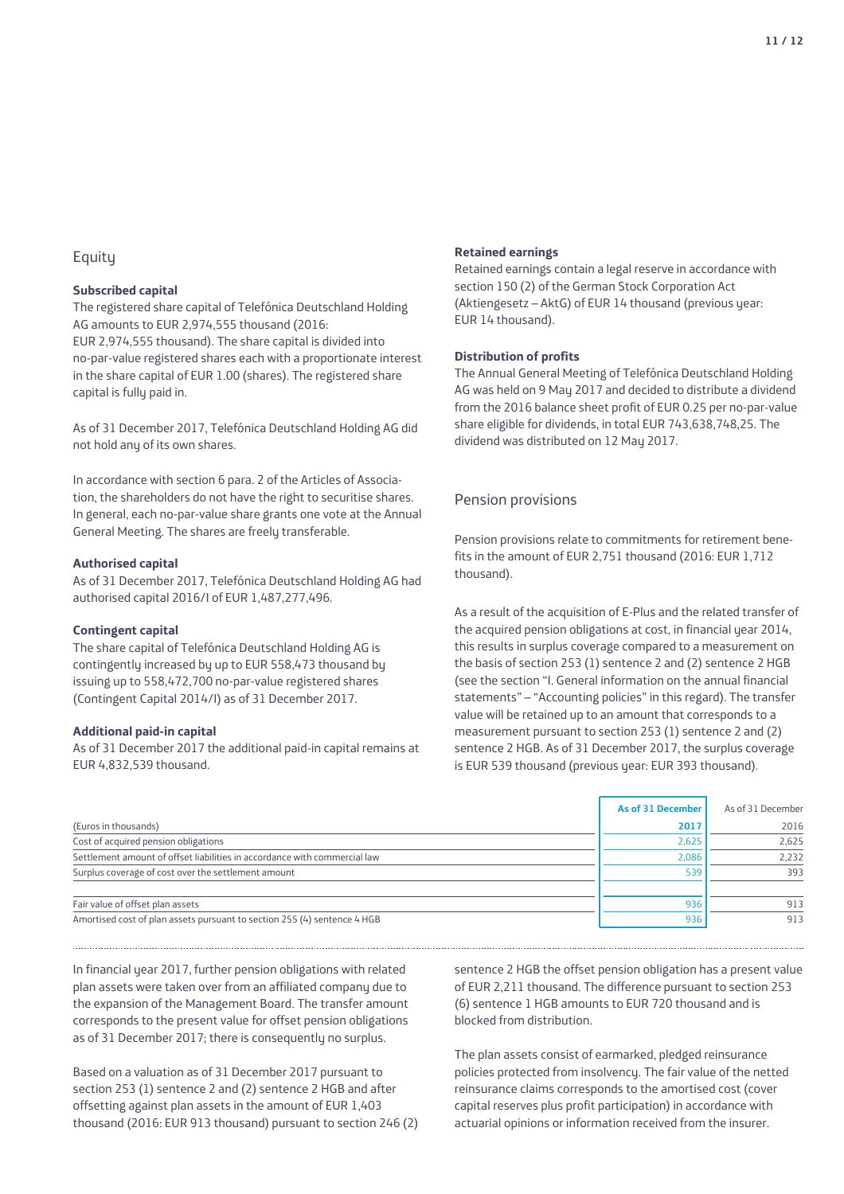## Equity

### Subscribed capital

The registered share capital of Telefónica Deutschland Holding AG amounts to EUR 2,974,555 thousand (2016: EUR 2,974,555 thousand). The share capital is divided into no-par-value registered shares each with a proportionate interest in the share capital of EUR 1.00 (shares). The registered share capital is fully paid in.

As of 31 December 2017, Telefónica Deutschland Holding AG did not hold any of its own shares.

In accordance with section 6 para. 2 of the Articles of Association, the shareholders do not have the right to securitise shares. In general, each no-par-value share grants one vote at the Annual General Meeting. The shares are freely transferable.

### Authorised capital

As of 31 December 2017, Telefónica Deutschland Holding AG had authorised capital 2016/I of EUR 1,487,277,496.

### Contingent capital

The share capital of Telefónica Deutschland Holding AG is contingently increased by up to EUR 558,473 thousand by issuing up to 558,472,700 no-par-value registered shares (Contingent Capital 2014/I) as of 31 December 2017.

### Additional paid-in capital

As of 31 December 2017 the additional paid-in capital remains at EUR 4,832,539 thousand.

### Retained earnings

Retained earnings contain a legal reserve in accordance with section 150 (2) of the German Stock Corporation Act (Aktiengesetz – AktG) of EUR 14 thousand (previous year: EUR 14 thousand).

### Distribution of profits

The Annual General Meeting of Telefónica Deutschland Holding AG was held on 9 May 2017 and decided to distribute a dividend from the 2016 balance sheet profit of EUR 0.25 per no-par-value share eligible for dividends, in total EUR 743,638,748,25. The dividend was distributed on 12 May 2017.

## Pension provisions

Pension provisions relate to commitments for retirement benefits in the amount of EUR 2,751 thousand (2016: EUR 1,712 thousand).

As a result of the acquisition of E-Plus and the related transfer of the acquired pension obligations at cost, in financial year 2014, this results in surplus coverage compared to a measurement on the basis of section 253 (1) sentence 2 and (2) sentence 2 HGB (see the section "I. General information on the annual financial statements" – "Accounting policies" in this regard). The transfer value will be retained up to an amount that corresponds to a measurement pursuant to section 253 (1) sentence 2 and (2) sentence 2 HGB. As of 31 December 2017, the surplus coverage is EUR 539 thousand (previous year: EUR 393 thousand).

| (Euros in thousands) | As of 31 December 2017 | As of 31 December 2016 |
|---|---|---|
| Cost of acquired pension obligations | 2,625 | 2,625 |
| Settlement amount of offset liabilities in accordance with commercial law | 2,086 | 2,232 |
| Surplus coverage of cost over the settlement amount | 539 | 393 |
| | | |
| Fair value of offset plan assets | 936 | 913 |
| Amortised cost of plan assets pursuant to section 255 (4) sentence 4 HGB | 936 | 913 |

In financial year 2017, further pension obligations with related plan assets were taken over from an affiliated company due to the expansion of the Management Board. The transfer amount corresponds to the present value for offset pension obligations as of 31 December 2017; there is consequently no surplus.

Based on a valuation as of 31 December 2017 pursuant to section 253 (1) sentence 2 and (2) sentence 2 HGB and after offsetting against plan assets in the amount of EUR 1,403 thousand (2016: EUR 913 thousand) pursuant to section 246 (2) sentence 2 HGB the offset pension obligation has a present value of EUR 2,211 thousand. The difference pursuant to section 253 (6) sentence 1 HGB amounts to EUR 720 thousand and is blocked from distribution.

The plan assets consist of earmarked, pledged reinsurance policies protected from insolvency. The fair value of the netted reinsurance claims corresponds to the amortised cost (cover capital reserves plus profit participation) in accordance with actuarial opinions or information received from the insurer.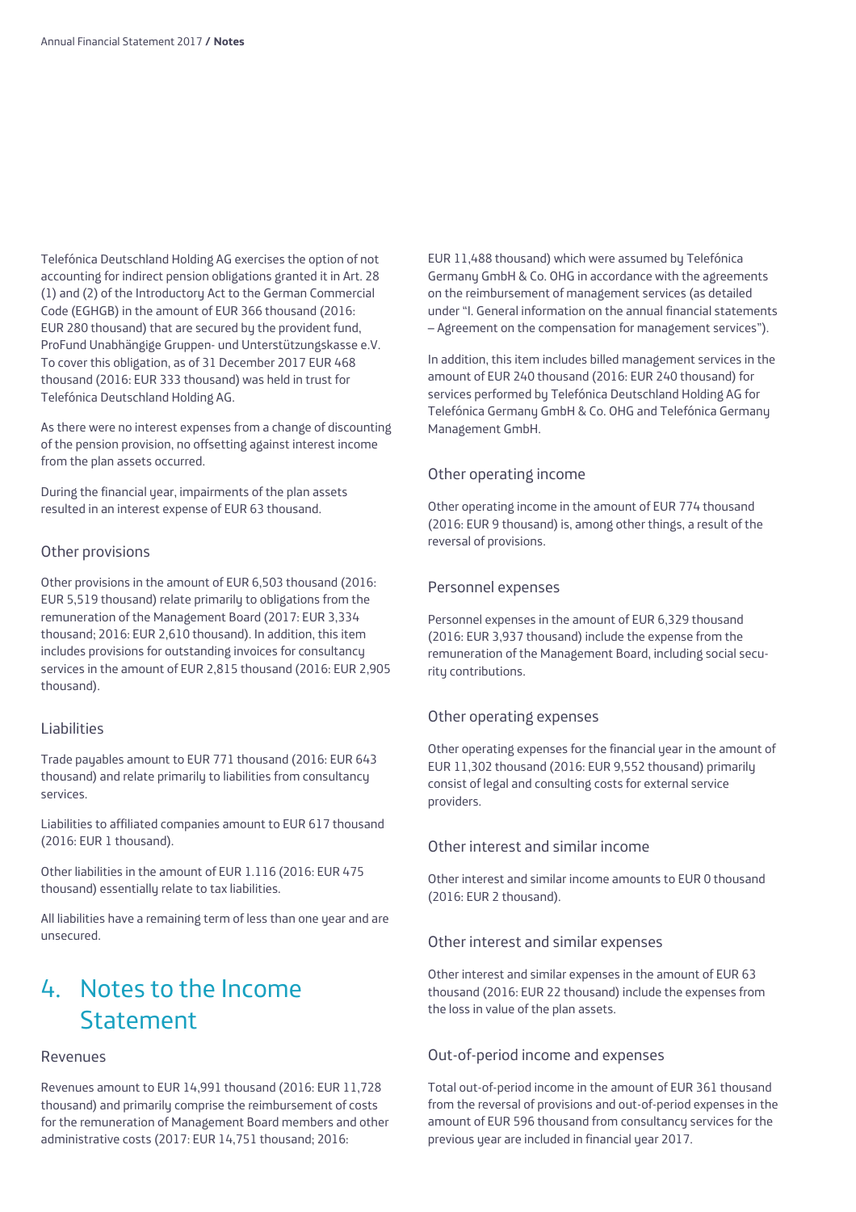Telefónica Deutschland Holding AG exercises the option of not accounting for indirect pension obligations granted it in Art. 28 (1) and (2) of the Introductory Act to the German Commercial Code (EGHGB) in the amount of EUR 366 thousand (2016: EUR 280 thousand) that are secured by the provident fund, ProFund Unabhängige Gruppen- und Unterstützungskasse e.V. To cover this obligation, as of 31 December 2017 EUR 468 thousand (2016: EUR 333 thousand) was held in trust for Telefónica Deutschland Holding AG.

As there were no interest expenses from a change of discounting of the pension provision, no offsetting against interest income from the plan assets occurred.

During the financial year, impairments of the plan assets resulted in an interest expense of EUR 63 thousand.

### Other provisions

Other provisions in the amount of EUR 6,503 thousand (2016: EUR 5,519 thousand) relate primarily to obligations from the remuneration of the Management Board (2017: EUR 3,334 thousand; 2016: EUR 2,610 thousand). In addition, this item includes provisions for outstanding invoices for consultancy services in the amount of EUR 2,815 thousand (2016: EUR 2,905 thousand).

### Liabilities

Trade payables amount to EUR 771 thousand (2016: EUR 643 thousand) and relate primarily to liabilities from consultancy services.

Liabilities to affiliated companies amount to EUR 617 thousand (2016: EUR 1 thousand).

Other liabilities in the amount of EUR 1.116 (2016: EUR 475 thousand) essentially relate to tax liabilities.

All liabilities have a remaining term of less than one year and are unsecured.

## 4. Notes to the Income Statement

### Revenues

Revenues amount to EUR 14,991 thousand (2016: EUR 11,728 thousand) and primarily comprise the reimbursement of costs for the remuneration of Management Board members and other administrative costs (2017: EUR 14,751 thousand; 2016: EUR 11,488 thousand) which were assumed by Telefónica Germany GmbH & Co. OHG in accordance with the agreements on the reimbursement of management services (as detailed under "I. General information on the annual financial statements – Agreement on the compensation for management services").

In addition, this item includes billed management services in the amount of EUR 240 thousand (2016: EUR 240 thousand) for services performed by Telefónica Deutschland Holding AG for Telefónica Germany GmbH & Co. OHG and Telefónica Germany Management GmbH.

### Other operating income

Other operating income in the amount of EUR 774 thousand (2016: EUR 9 thousand) is, among other things, a result of the reversal of provisions.

### Personnel expenses

Personnel expenses in the amount of EUR 6,329 thousand (2016: EUR 3,937 thousand) include the expense from the remuneration of the Management Board, including social security contributions.

### Other operating expenses

Other operating expenses for the financial year in the amount of EUR 11,302 thousand (2016: EUR 9,552 thousand) primarily consist of legal and consulting costs for external service providers.

### Other interest and similar income

Other interest and similar income amounts to EUR 0 thousand (2016: EUR 2 thousand).

### Other interest and similar expenses

Other interest and similar expenses in the amount of EUR 63 thousand (2016: EUR 22 thousand) include the expenses from the loss in value of the plan assets.

### Out-of-period income and expenses

Total out-of-period income in the amount of EUR 361 thousand from the reversal of provisions and out-of-period expenses in the amount of EUR 596 thousand from consultancy services for the previous year are included in financial year 2017.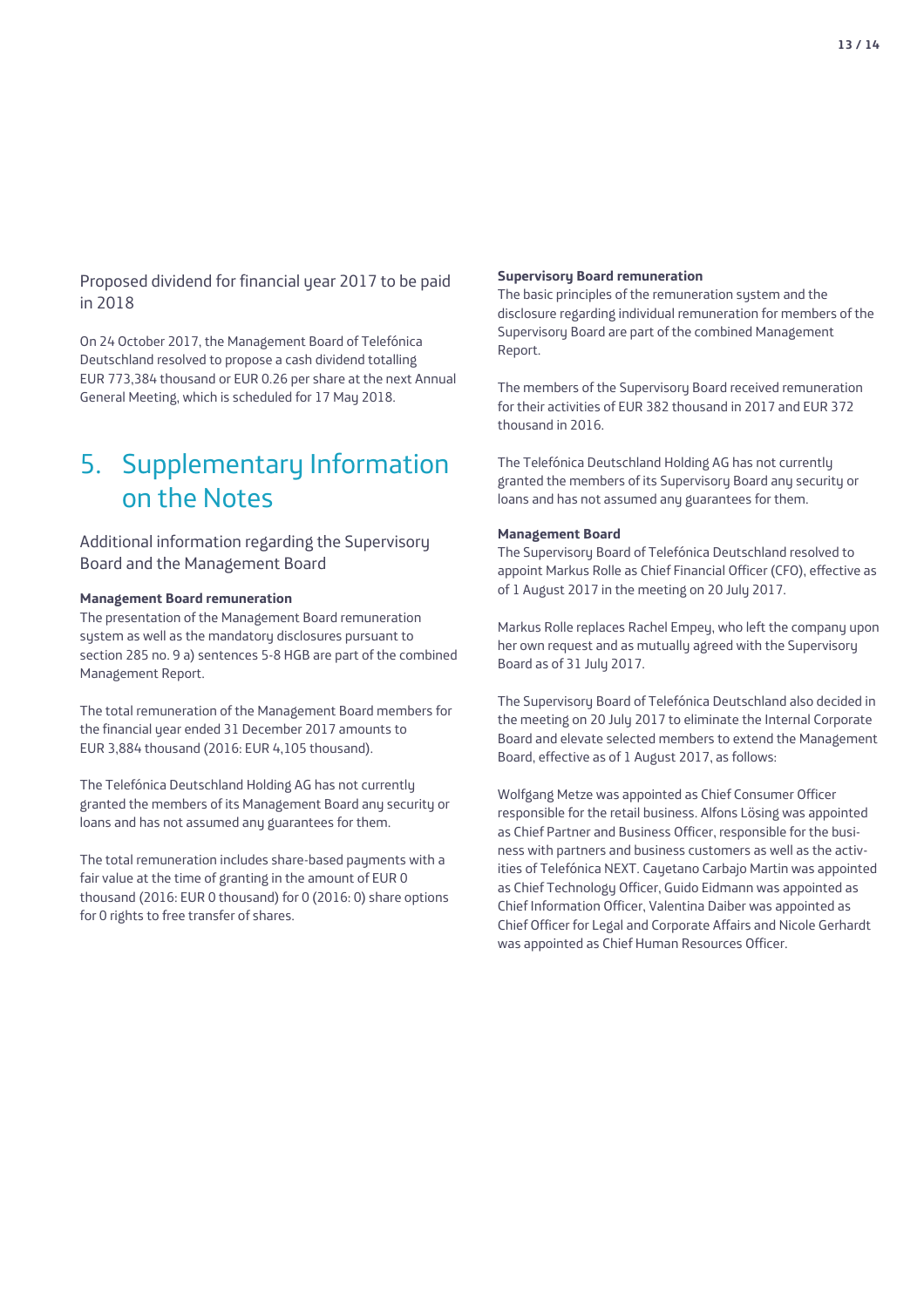Proposed dividend for financial year 2017 to be paid in 2018

On 24 October 2017, the Management Board of Telefónica Deutschland resolved to propose a cash dividend totalling EUR 773,384 thousand or EUR 0.26 per share at the next Annual General Meeting, which is scheduled for 17 May 2018.

# 5. Supplementary Information on the Notes

## Additional information regarding the Supervisory Board and the Management Board

**Management Board remuneration**

The presentation of the Management Board remuneration system as well as the mandatory disclosures pursuant to section 285 no. 9 a) sentences 5-8 HGB are part of the combined Management Report.

The total remuneration of the Management Board members for the financial year ended 31 December 2017 amounts to EUR 3,884 thousand (2016: EUR 4,105 thousand).

The Telefónica Deutschland Holding AG has not currently granted the members of its Management Board any security or loans and has not assumed any guarantees for them.

The total remuneration includes share-based payments with a fair value at the time of granting in the amount of EUR 0 thousand (2016: EUR 0 thousand) for 0 (2016: 0) share options for 0 rights to free transfer of shares.

**Supervisory Board remuneration**

The basic principles of the remuneration system and the disclosure regarding individual remuneration for members of the Supervisory Board are part of the combined Management Report.

The members of the Supervisory Board received remuneration for their activities of EUR 382 thousand in 2017 and EUR 372 thousand in 2016.

The Telefónica Deutschland Holding AG has not currently granted the members of its Supervisory Board any security or loans and has not assumed any guarantees for them.

**Management Board**

The Supervisory Board of Telefónica Deutschland resolved to appoint Markus Rolle as Chief Financial Officer (CFO), effective as of 1 August 2017 in the meeting on 20 July 2017.

Markus Rolle replaces Rachel Empey, who left the company upon her own request and as mutually agreed with the Supervisory Board as of 31 July 2017.

The Supervisory Board of Telefónica Deutschland also decided in the meeting on 20 July 2017 to eliminate the Internal Corporate Board and elevate selected members to extend the Management Board, effective as of 1 August 2017, as follows:

Wolfgang Metze was appointed as Chief Consumer Officer responsible for the retail business. Alfons Lösing was appointed as Chief Partner and Business Officer, responsible for the business with partners and business customers as well as the activities of Telefónica NEXT. Cayetano Carbajo Martin was appointed as Chief Technology Officer, Guido Eidmann was appointed as Chief Information Officer, Valentina Daiber was appointed as Chief Officer for Legal and Corporate Affairs and Nicole Gerhardt was appointed as Chief Human Resources Officer.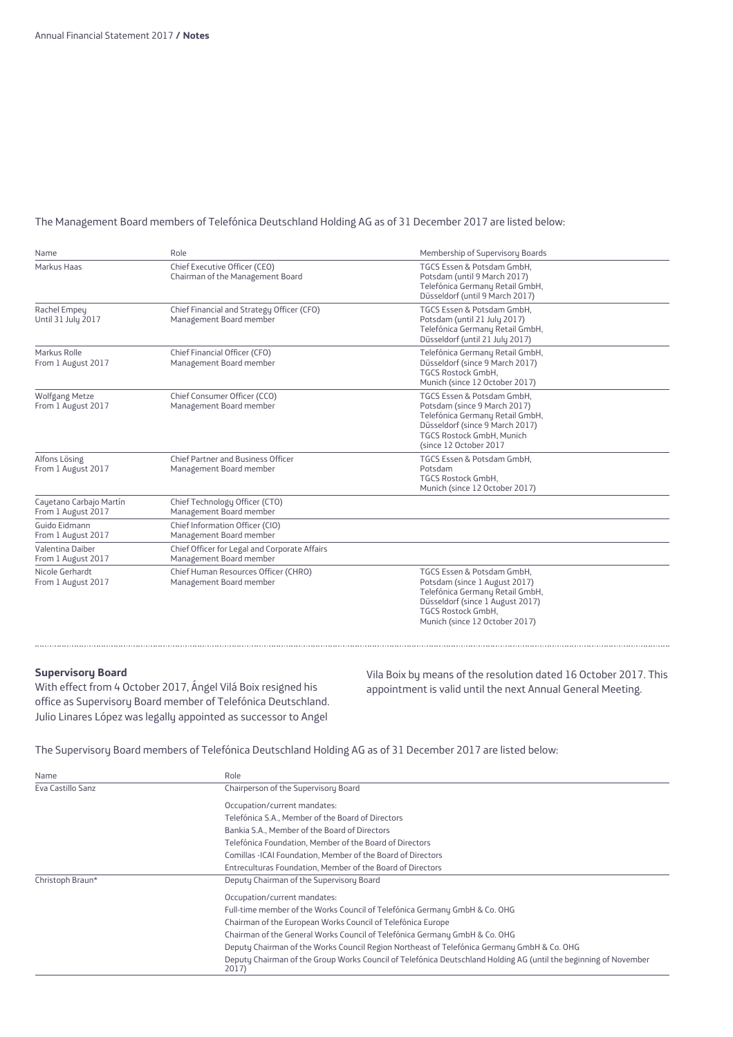The Management Board members of Telefónica Deutschland Holding AG as of 31 December 2017 are listed below:

| Name | Role | Membership of Supervisory Boards |
|---|---|---|
| Markus Haas | Chief Executive Officer (CEO)<br>Chairman of the Management Board | TGCS Essen & Potsdam GmbH, Potsdam (until 9 March 2017)<br>Telefónica Germany Retail GmbH, Düsseldorf (until 9 March 2017) |
| Rachel Empey<br>Until 31 July 2017 | Chief Financial and Strategy Officer (CFO)<br>Management Board member | TGCS Essen & Potsdam GmbH, Potsdam (until 21 July 2017)<br>Telefónica Germany Retail GmbH, Düsseldorf (until 21 July 2017) |
| Markus Rolle<br>From 1 August 2017 | Chief Financial Officer (CFO)<br>Management Board member | Telefónica Germany Retail GmbH, Düsseldorf (since 9 March 2017)<br>TGCS Rostock GmbH, Munich (since 12 October 2017) |
| Wolfgang Metze<br>From 1 August 2017 | Chief Consumer Officer (CCO)<br>Management Board member | TGCS Essen & Potsdam GmbH, Potsdam (since 9 March 2017)<br>Telefónica Germany Retail GmbH, Düsseldorf (since 9 March 2017)<br>TGCS Rostock GmbH, Munich (since 12 October 2017 |
| Alfons Lösing<br>From 1 August 2017 | Chief Partner and Business Officer<br>Management Board member | TGCS Essen & Potsdam GmbH, Potsdam<br>TGCS Rostock GmbH, Munich (since 12 October 2017) |
| Cayetano Carbajo Martín<br>From 1 August 2017 | Chief Technology Officer (CTO)<br>Management Board member | |
| Guido Eidmann<br>From 1 August 2017 | Chief Information Officer (CIO)<br>Management Board member | |
| Valentina Daiber<br>From 1 August 2017 | Chief Officer for Legal and Corporate Affairs<br>Management Board member | |
| Nicole Gerhardt<br>From 1 August 2017 | Chief Human Resources Officer (CHRO)<br>Management Board member | TGCS Essen & Potsdam GmbH, Potsdam (since 1 August 2017)<br>Telefónica Germany Retail GmbH, Düsseldorf (since 1 August 2017)<br>TGCS Rostock GmbH, Munich (since 12 October 2017) |

**Supervisory Board**

With effect from 4 October 2017, Ángel Vilá Boix resigned his office as Supervisory Board member of Telefónica Deutschland. Julio Linares López was legally appointed as successor to Angel Vila Boix by means of the resolution dated 16 October 2017. This appointment is valid until the next Annual General Meeting.

The Supervisory Board members of Telefónica Deutschland Holding AG as of 31 December 2017 are listed below:

| Name | Role |
|---|---|
| Eva Castillo Sanz | Chairperson of the Supervisory Board<br>Occupation/current mandates:<br>Telefónica S.A., Member of the Board of Directors<br>Bankia S.A., Member of the Board of Directors<br>Telefónica Foundation, Member of the Board of Directors<br>Comillas -ICAI Foundation, Member of the Board of Directors<br>Entreculturas Foundation, Member of the Board of Directors |
| Christoph Braun* | Deputy Chairman of the Supervisory Board<br>Occupation/current mandates:<br>Full-time member of the Works Council of Telefónica Germany GmbH & Co. OHG<br>Chairman of the European Works Council of Telefónica Europe<br>Chairman of the General Works Council of Telefónica Germany GmbH & Co. OHG<br>Deputy Chairman of the Works Council Region Northeast of Telefónica Germany GmbH & Co. OHG<br>Deputy Chairman of the Group Works Council of Telefónica Deutschland Holding AG (until the beginning of November 2017) |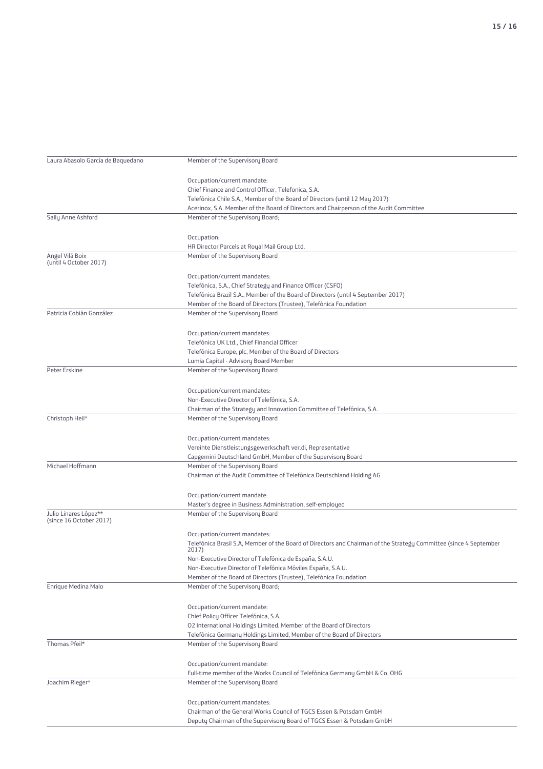| | |
|---|---|
| Laura Abasolo García de Baquedano | Member of the Supervisory Board<br><br>Occupation/current mandate:<br>Chief Finance and Control Officer, Telefonica, S.A.<br>Telefónica Chile S.A., Member of the Board of Directors (until 12 May 2017)<br>Acerinox, S.A. Member of the Board of Directors and Chairperson of the Audit Committee |
| Sally Anne Ashford | Member of the Supervisory Board;<br><br>Occupation:<br>HR Director Parcels at Royal Mail Group Ltd. |
| Angel Vilá Boix<br>(until 4 October 2017) | Member of the Supervisory Board<br><br>Occupation/current mandates:<br>Telefónica, S.A., Chief Strategy and Finance Officer (CSFO)<br>Telefónica Brazil S.A., Member of the Board of Directors (until 4 September 2017)<br>Member of the Board of Directors (Trustee), Telefónica Foundation |
| Patricia Cobián González | Member of the Supervisory Board<br><br>Occupation/current mandates:<br>Telefónica UK Ltd., Chief Financial Officer<br>Telefónica Europe, plc, Member of the Board of Directors<br>Lumia Capital - Advisory Board Member |
| Peter Erskine | Member of the Supervisory Board<br><br>Occupation/current mandates:<br>Non-Executive Director of Telefónica, S.A.<br>Chairman of the Strategy and Innovation Committee of Telefónica, S.A. |
| Christoph Heil* | Member of the Supervisory Board<br><br>Occupation/current mandates:<br>Vereinte Dienstleistungsgewerkschaft ver.di, Representative<br>Capgemini Deutschland GmbH, Member of the Supervisory Board |
| Michael Hoffmann | Member of the Supervisory Board<br>Chairman of the Audit Committee of Telefónica Deutschland Holding AG<br><br>Occupation/current mandate:<br>Master's degree in Business Administration, self-employed |
| Julio Linares López**<br>(since 16 October 2017) | Member of the Supervisory Board<br><br>Occupation/current mandates:<br>Telefónica Brasil S.A, Member of the Board of Directors and Chairman of the Strategy Committee (since 4 September 2017)<br>Non-Executive Director of Telefónica de España, S.A.U.<br>Non-Executive Director of Telefónica Móviles España, S.A.U.<br>Member of the Board of Directors (Trustee), Telefónica Foundation |
| Enrique Medina Malo | Member of the Supervisory Board;<br><br>Occupation/current mandate:<br>Chief Policy Officer Telefónica, S.A.<br>O2 International Holdings Limited, Member of the Board of Directors<br>Telefónica Germany Holdings Limited, Member of the Board of Directors |
| Thomas Pfeil* | Member of the Supervisory Board<br><br>Occupation/current mandate:<br>Full-time member of the Works Council of Telefónica Germany GmbH & Co. OHG |
| Joachim Rieger* | Member of the Supervisory Board<br><br>Occupation/current mandates:<br>Chairman of the General Works Council of TGCS Essen & Potsdam GmbH<br>Deputy Chairman of the Supervisory Board of TGCS Essen & Potsdam GmbH |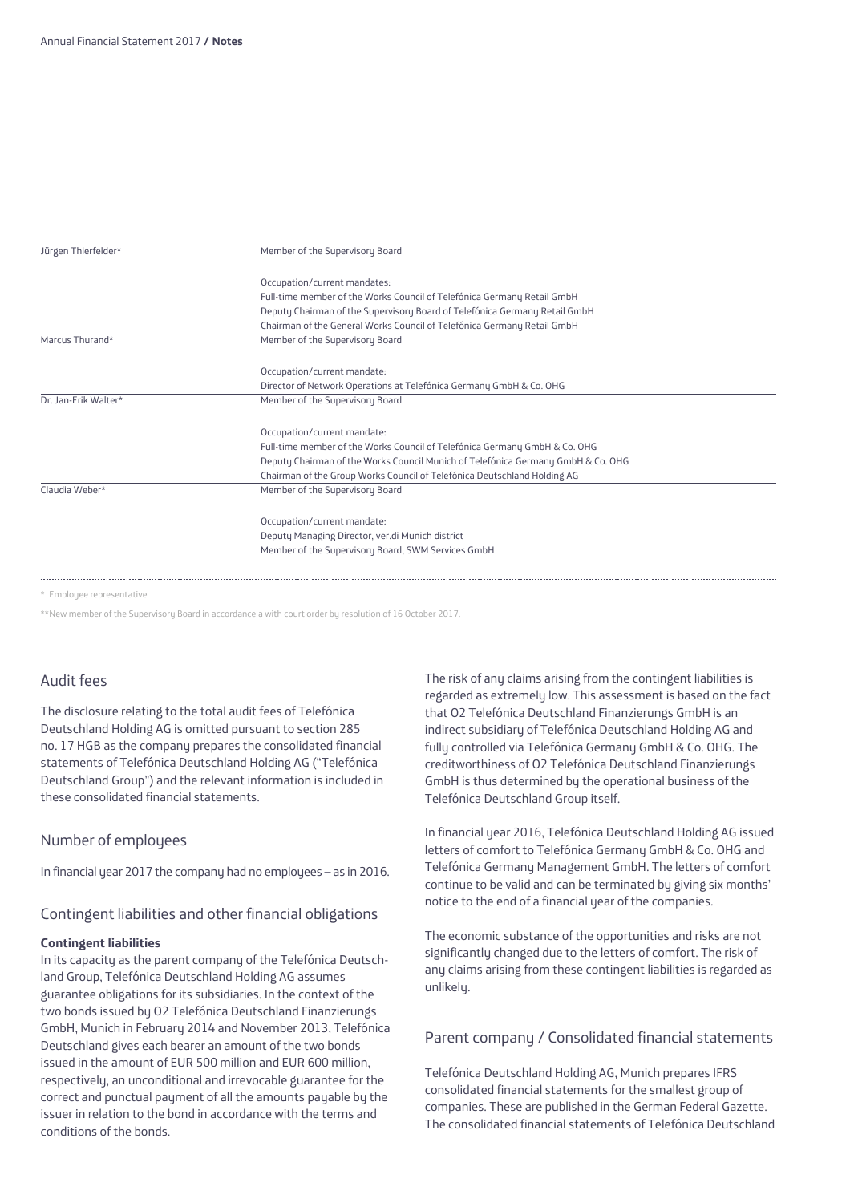| | |
|---|---|
| Jürgen Thierfelder* | Member of the Supervisory Board<br><br>Occupation/current mandates:<br>Full-time member of the Works Council of Telefónica Germany Retail GmbH<br>Deputy Chairman of the Supervisory Board of Telefónica Germany Retail GmbH<br>Chairman of the General Works Council of Telefónica Germany Retail GmbH |
| Marcus Thurand* | Member of the Supervisory Board<br><br>Occupation/current mandate:<br>Director of Network Operations at Telefónica Germany GmbH & Co. OHG |
| Dr. Jan-Erik Walter* | Member of the Supervisory Board<br><br>Occupation/current mandate:<br>Full-time member of the Works Council of Telefónica Germany GmbH & Co. OHG<br>Deputy Chairman of the Works Council Munich of Telefónica Germany GmbH & Co. OHG<br>Chairman of the Group Works Council of Telefónica Deutschland Holding AG |
| Claudia Weber* | Member of the Supervisory Board<br><br>Occupation/current mandate:<br>Deputy Managing Director, ver.di Munich district<br>Member of the Supervisory Board, SWM Services GmbH |

* Employee representative

**New member of the Supervisory Board in accordance a with court order by resolution of 16 October 2017.

## Audit fees

The disclosure relating to the total audit fees of Telefónica Deutschland Holding AG is omitted pursuant to section 285 no. 17 HGB as the company prepares the consolidated financial statements of Telefónica Deutschland Holding AG ("Telefónica Deutschland Group") and the relevant information is included in these consolidated financial statements.

## Number of employees

In financial year 2017 the company had no employees – as in 2016.

## Contingent liabilities and other financial obligations

**Contingent liabilities**

In its capacity as the parent company of the Telefónica Deutschland Group, Telefónica Deutschland Holding AG assumes guarantee obligations for its subsidiaries. In the context of the two bonds issued by O2 Telefónica Deutschland Finanzierungs GmbH, Munich in February 2014 and November 2013, Telefónica Deutschland gives each bearer an amount of the two bonds issued in the amount of EUR 500 million and EUR 600 million, respectively, an unconditional and irrevocable guarantee for the correct and punctual payment of all the amounts payable by the issuer in relation to the bond in accordance with the terms and conditions of the bonds.

The risk of any claims arising from the contingent liabilities is regarded as extremely low. This assessment is based on the fact that O2 Telefónica Deutschland Finanzierungs GmbH is an indirect subsidiary of Telefónica Deutschland Holding AG and fully controlled via Telefónica Germany GmbH & Co. OHG. The creditworthiness of O2 Telefónica Deutschland Finanzierungs GmbH is thus determined by the operational business of the Telefónica Deutschland Group itself.

In financial year 2016, Telefónica Deutschland Holding AG issued letters of comfort to Telefónica Germany GmbH & Co. OHG and Telefónica Germany Management GmbH. The letters of comfort continue to be valid and can be terminated by giving six months' notice to the end of a financial year of the companies.

The economic substance of the opportunities and risks are not significantly changed due to the letters of comfort. The risk of any claims arising from these contingent liabilities is regarded as unlikely.

## Parent company / Consolidated financial statements

Telefónica Deutschland Holding AG, Munich prepares IFRS consolidated financial statements for the smallest group of companies. These are published in the German Federal Gazette. The consolidated financial statements of Telefónica Deutschland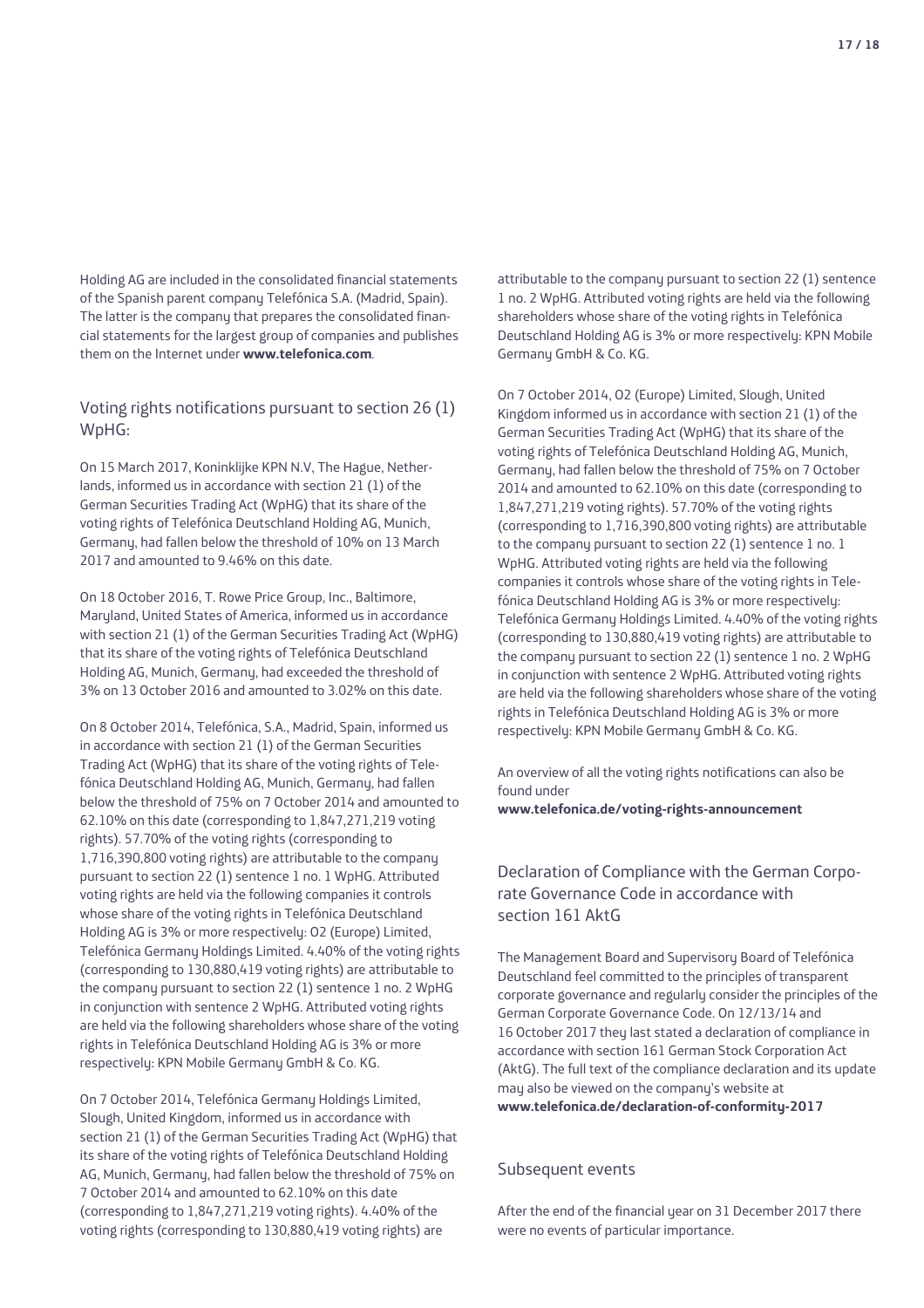Holding AG are included in the consolidated financial statements of the Spanish parent company Telefónica S.A. (Madrid, Spain). The latter is the company that prepares the consolidated financial statements for the largest group of companies and publishes them on the Internet under **www.telefonica.com**.

## Voting rights notifications pursuant to section 26 (1) WpHG:

On 15 March 2017, Koninklijke KPN N.V, The Hague, Netherlands, informed us in accordance with section 21 (1) of the German Securities Trading Act (WpHG) that its share of the voting rights of Telefónica Deutschland Holding AG, Munich, Germany, had fallen below the threshold of 10% on 13 March 2017 and amounted to 9.46% on this date.

On 18 October 2016, T. Rowe Price Group, Inc., Baltimore, Maryland, United States of America, informed us in accordance with section 21 (1) of the German Securities Trading Act (WpHG) that its share of the voting rights of Telefónica Deutschland Holding AG, Munich, Germany, had exceeded the threshold of 3% on 13 October 2016 and amounted to 3.02% on this date.

On 8 October 2014, Telefónica, S.A., Madrid, Spain, informed us in accordance with section 21 (1) of the German Securities Trading Act (WpHG) that its share of the voting rights of Telefónica Deutschland Holding AG, Munich, Germany, had fallen below the threshold of 75% on 7 October 2014 and amounted to 62.10% on this date (corresponding to 1,847,271,219 voting rights). 57.70% of the voting rights (corresponding to 1,716,390,800 voting rights) are attributable to the company pursuant to section 22 (1) sentence 1 no. 1 WpHG. Attributed voting rights are held via the following companies it controls whose share of the voting rights in Telefónica Deutschland Holding AG is 3% or more respectively: O2 (Europe) Limited, Telefónica Germany Holdings Limited. 4.40% of the voting rights (corresponding to 130,880,419 voting rights) are attributable to the company pursuant to section 22 (1) sentence 1 no. 2 WpHG in conjunction with sentence 2 WpHG. Attributed voting rights are held via the following shareholders whose share of the voting rights in Telefónica Deutschland Holding AG is 3% or more respectively: KPN Mobile Germany GmbH & Co. KG.

On 7 October 2014, Telefónica Germany Holdings Limited, Slough, United Kingdom, informed us in accordance with section 21 (1) of the German Securities Trading Act (WpHG) that its share of the voting rights of Telefónica Deutschland Holding AG, Munich, Germany, had fallen below the threshold of 75% on 7 October 2014 and amounted to 62.10% on this date (corresponding to 1,847,271,219 voting rights). 4.40% of the voting rights (corresponding to 130,880,419 voting rights) are attributable to the company pursuant to section 22 (1) sentence 1 no. 2 WpHG. Attributed voting rights are held via the following shareholders whose share of the voting rights in Telefónica Deutschland Holding AG is 3% or more respectively: KPN Mobile Germany GmbH & Co. KG.

On 7 October 2014, O2 (Europe) Limited, Slough, United Kingdom informed us in accordance with section 21 (1) of the German Securities Trading Act (WpHG) that its share of the voting rights of Telefónica Deutschland Holding AG, Munich, Germany, had fallen below the threshold of 75% on 7 October 2014 and amounted to 62.10% on this date (corresponding to 1,847,271,219 voting rights). 57.70% of the voting rights (corresponding to 1,716,390,800 voting rights) are attributable to the company pursuant to section 22 (1) sentence 1 no. 1 WpHG. Attributed voting rights are held via the following companies it controls whose share of the voting rights in Telefónica Deutschland Holding AG is 3% or more respectively: Telefónica Germany Holdings Limited. 4.40% of the voting rights (corresponding to 130,880,419 voting rights) are attributable to the company pursuant to section 22 (1) sentence 1 no. 2 WpHG in conjunction with sentence 2 WpHG. Attributed voting rights are held via the following shareholders whose share of the voting rights in Telefónica Deutschland Holding AG is 3% or more respectively: KPN Mobile Germany GmbH & Co. KG.

An overview of all the voting rights notifications can also be found under
**www.telefonica.de/voting-rights-announcement**

## Declaration of Compliance with the German Corporate Governance Code in accordance with section 161 AktG

The Management Board and Supervisory Board of Telefónica Deutschland feel committed to the principles of transparent corporate governance and regularly consider the principles of the German Corporate Governance Code. On 12/13/14 and 16 October 2017 they last stated a declaration of compliance in accordance with section 161 German Stock Corporation Act (AktG). The full text of the compliance declaration and its update may also be viewed on the company's website at **www.telefonica.de/declaration-of-conformity-2017**

## Subsequent events

After the end of the financial year on 31 December 2017 there were no events of particular importance.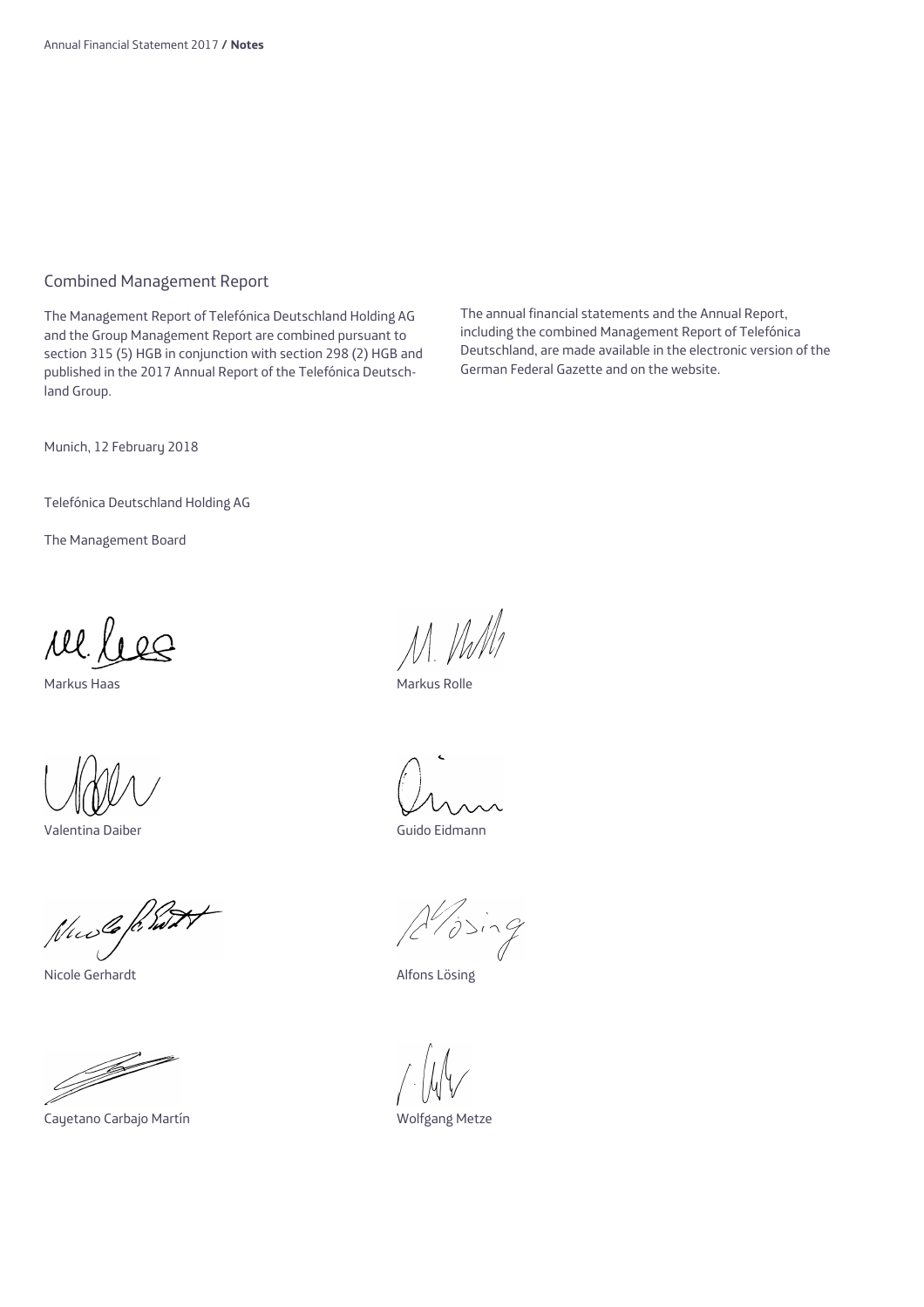## Combined Management Report

The Management Report of Telefónica Deutschland Holding AG and the Group Management Report are combined pursuant to section 315 (5) HGB in conjunction with section 298 (2) HGB and published in the 2017 Annual Report of the Telefónica Deutschland Group.

The annual financial statements and the Annual Report, including the combined Management Report of Telefónica Deutschland, are made available in the electronic version of the German Federal Gazette and on the website.

Munich, 12 February 2018

Telefónica Deutschland Holding AG

The Management Board

Markus Haas

Markus Rolle

Valentina Daiber

Guido Eidmann

Nicole Gerhardt

Alfons Lösing

Cayetano Carbajo Martín

Wolfgang Metze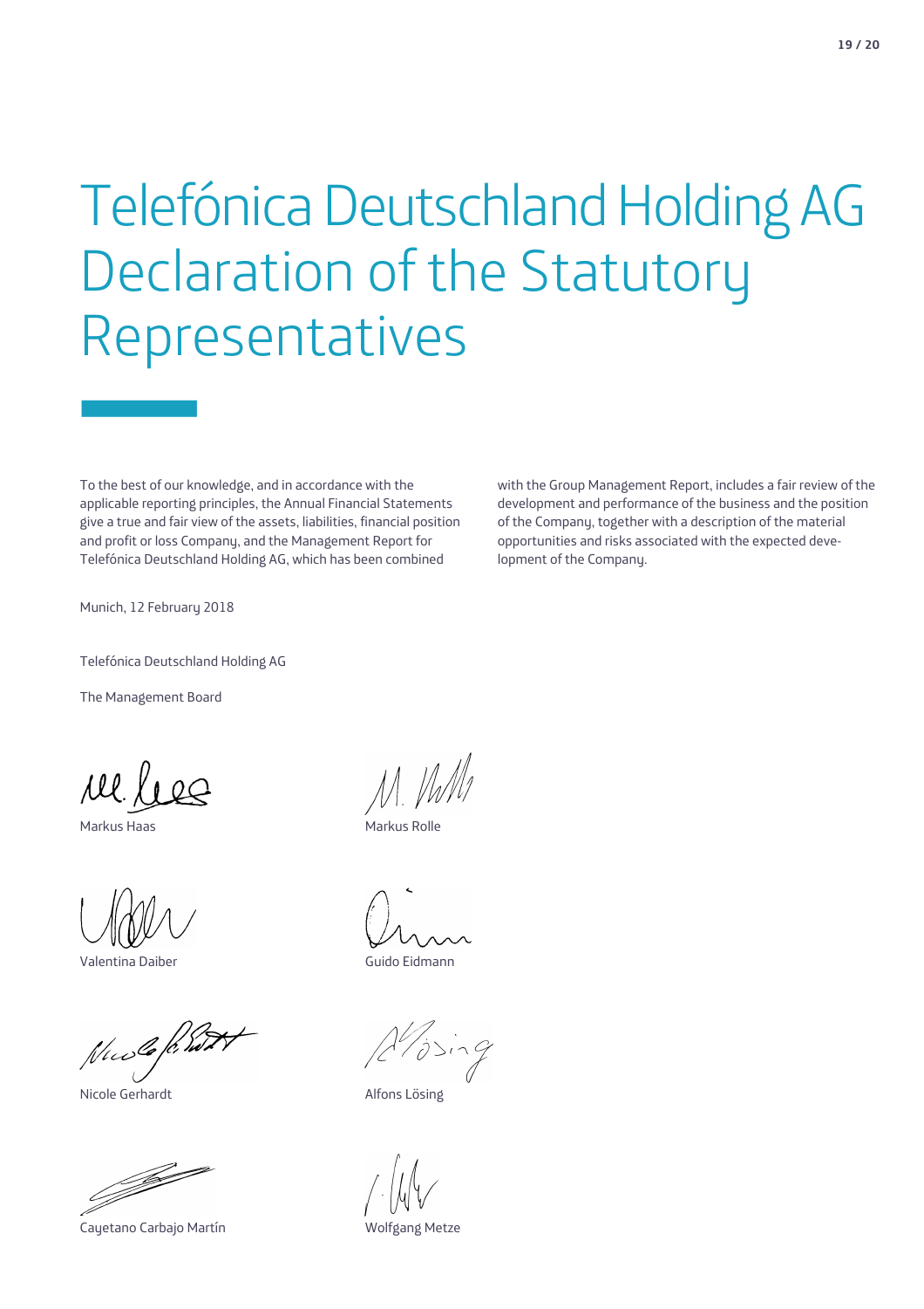# Telefónica Deutschland Holding AG Declaration of the Statutory Representatives

To the best of our knowledge, and in accordance with the applicable reporting principles, the Annual Financial Statements give a true and fair view of the assets, liabilities, financial position and profit or loss Company, and the Management Report for Telefónica Deutschland Holding AG, which has been combined with the Group Management Report, includes a fair review of the development and performance of the business and the position of the Company, together with a description of the material opportunities and risks associated with the expected development of the Company.

Munich, 12 February 2018

Telefónica Deutschland Holding AG

The Management Board

Markus Haas

Markus Rolle

Valentina Daiber

Guido Eidmann

Nicole Gerhardt

Alfons Lösing

Cayetano Carbajo Martín

Wolfgang Metze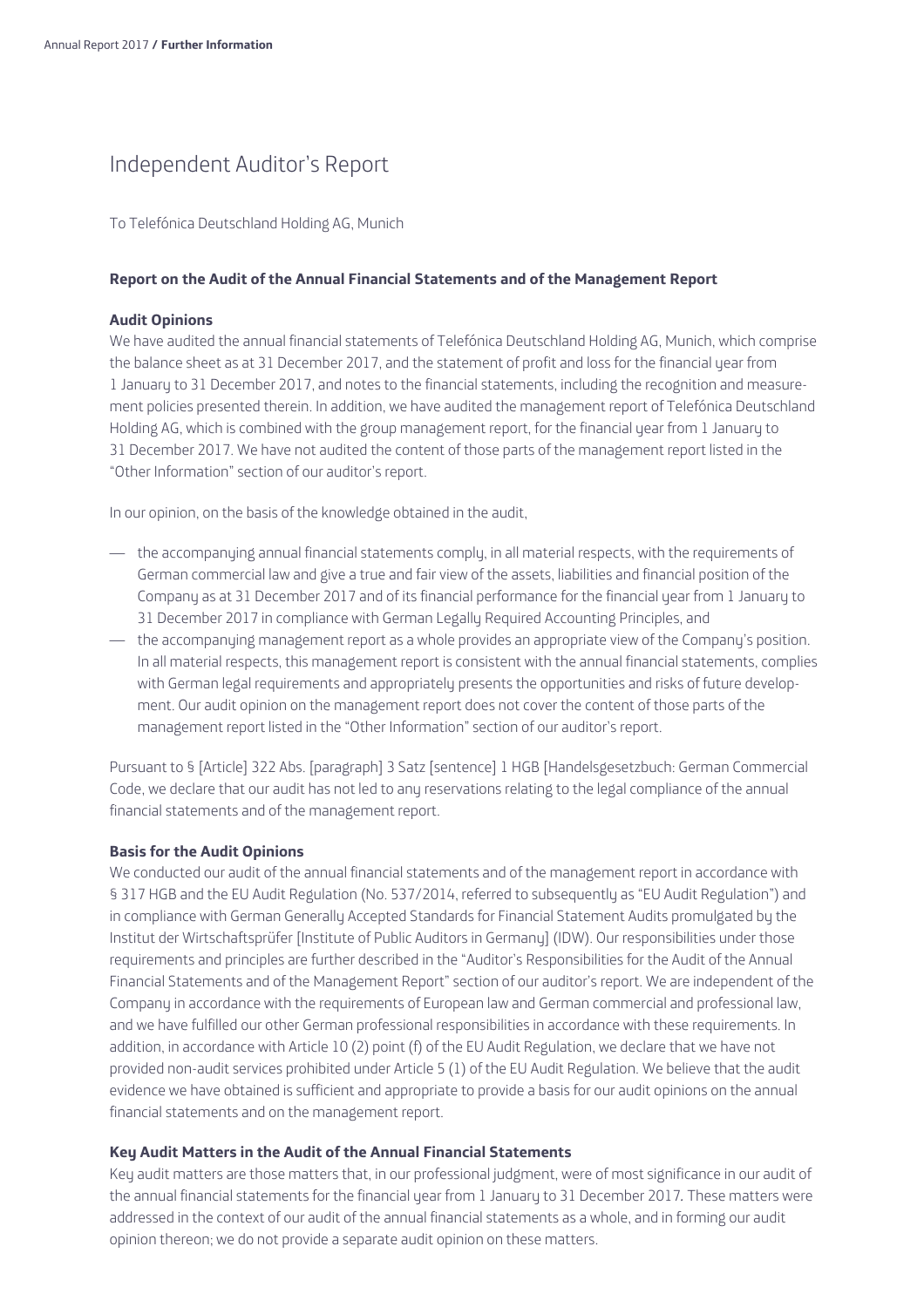# Independent Auditor's Report

To Telefónica Deutschland Holding AG, Munich

**Report on the Audit of the Annual Financial Statements and of the Management Report**

**Audit Opinions**

We have audited the annual financial statements of Telefónica Deutschland Holding AG, Munich, which comprise the balance sheet as at 31 December 2017, and the statement of profit and loss for the financial year from 1 January to 31 December 2017, and notes to the financial statements, including the recognition and measurement policies presented therein. In addition, we have audited the management report of Telefónica Deutschland Holding AG, which is combined with the group management report, for the financial year from 1 January to 31 December 2017. We have not audited the content of those parts of the management report listed in the "Other Information" section of our auditor's report.

In our opinion, on the basis of the knowledge obtained in the audit,

- the accompanying annual financial statements comply, in all material respects, with the requirements of German commercial law and give a true and fair view of the assets, liabilities and financial position of the Company as at 31 December 2017 and of its financial performance for the financial year from 1 January to 31 December 2017 in compliance with German Legally Required Accounting Principles, and
- the accompanying management report as a whole provides an appropriate view of the Company's position. In all material respects, this management report is consistent with the annual financial statements, complies with German legal requirements and appropriately presents the opportunities and risks of future development. Our audit opinion on the management report does not cover the content of those parts of the management report listed in the "Other Information" section of our auditor's report.

Pursuant to § [Article] 322 Abs. [paragraph] 3 Satz [sentence] 1 HGB [Handelsgesetzbuch: German Commercial Code, we declare that our audit has not led to any reservations relating to the legal compliance of the annual financial statements and of the management report.

**Basis for the Audit Opinions**

We conducted our audit of the annual financial statements and of the management report in accordance with § 317 HGB and the EU Audit Regulation (No. 537/2014, referred to subsequently as "EU Audit Regulation") and in compliance with German Generally Accepted Standards for Financial Statement Audits promulgated by the Institut der Wirtschaftsprüfer [Institute of Public Auditors in Germany] (IDW). Our responsibilities under those requirements and principles are further described in the "Auditor's Responsibilities for the Audit of the Annual Financial Statements and of the Management Report" section of our auditor's report. We are independent of the Company in accordance with the requirements of European law and German commercial and professional law, and we have fulfilled our other German professional responsibilities in accordance with these requirements. In addition, in accordance with Article 10 (2) point (f) of the EU Audit Regulation, we declare that we have not provided non-audit services prohibited under Article 5 (1) of the EU Audit Regulation. We believe that the audit evidence we have obtained is sufficient and appropriate to provide a basis for our audit opinions on the annual financial statements and on the management report.

**Key Audit Matters in the Audit of the Annual Financial Statements**

Key audit matters are those matters that, in our professional judgment, were of most significance in our audit of the annual financial statements for the financial year from 1 January to 31 December 2017. These matters were addressed in the context of our audit of the annual financial statements as a whole, and in forming our audit opinion thereon; we do not provide a separate audit opinion on these matters.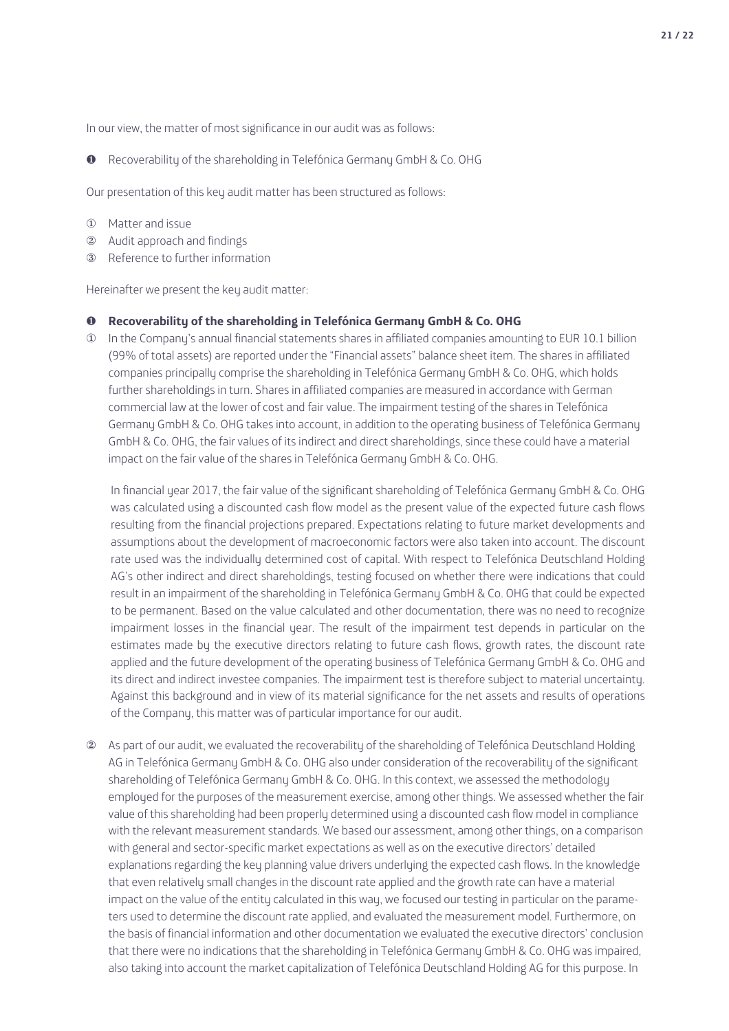In our view, the matter of most significance in our audit was as follows:

❶ Recoverability of the shareholding in Telefónica Germany GmbH & Co. OHG

Our presentation of this key audit matter has been structured as follows:

① Matter and issue
② Audit approach and findings
③ Reference to further information

Hereinafter we present the key audit matter:

**❶ Recoverability of the shareholding in Telefónica Germany GmbH & Co. OHG**

① In the Company's annual financial statements shares in affiliated companies amounting to EUR 10.1 billion (99% of total assets) are reported under the "Financial assets" balance sheet item. The shares in affiliated companies principally comprise the shareholding in Telefónica Germany GmbH & Co. OHG, which holds further shareholdings in turn. Shares in affiliated companies are measured in accordance with German commercial law at the lower of cost and fair value. The impairment testing of the shares in Telefónica Germany GmbH & Co. OHG takes into account, in addition to the operating business of Telefónica Germany GmbH & Co. OHG, the fair values of its indirect and direct shareholdings, since these could have a material impact on the fair value of the shares in Telefónica Germany GmbH & Co. OHG.

In financial year 2017, the fair value of the significant shareholding of Telefónica Germany GmbH & Co. OHG was calculated using a discounted cash flow model as the present value of the expected future cash flows resulting from the financial projections prepared. Expectations relating to future market developments and assumptions about the development of macroeconomic factors were also taken into account. The discount rate used was the individually determined cost of capital. With respect to Telefónica Deutschland Holding AG's other indirect and direct shareholdings, testing focused on whether there were indications that could result in an impairment of the shareholding in Telefónica Germany GmbH & Co. OHG that could be expected to be permanent. Based on the value calculated and other documentation, there was no need to recognize impairment losses in the financial year. The result of the impairment test depends in particular on the estimates made by the executive directors relating to future cash flows, growth rates, the discount rate applied and the future development of the operating business of Telefónica Germany GmbH & Co. OHG and its direct and indirect investee companies. The impairment test is therefore subject to material uncertainty. Against this background and in view of its material significance for the net assets and results of operations of the Company, this matter was of particular importance for our audit.

② As part of our audit, we evaluated the recoverability of the shareholding of Telefónica Deutschland Holding AG in Telefónica Germany GmbH & Co. OHG also under consideration of the recoverability of the significant shareholding of Telefónica Germany GmbH & Co. OHG. In this context, we assessed the methodology employed for the purposes of the measurement exercise, among other things. We assessed whether the fair value of this shareholding had been properly determined using a discounted cash flow model in compliance with the relevant measurement standards. We based our assessment, among other things, on a comparison with general and sector-specific market expectations as well as on the executive directors' detailed explanations regarding the key planning value drivers underlying the expected cash flows. In the knowledge that even relatively small changes in the discount rate applied and the growth rate can have a material impact on the value of the entity calculated in this way, we focused our testing in particular on the parameters used to determine the discount rate applied, and evaluated the measurement model. Furthermore, on the basis of financial information and other documentation we evaluated the executive directors' conclusion that there were no indications that the shareholding in Telefónica Germany GmbH & Co. OHG was impaired, also taking into account the market capitalization of Telefónica Deutschland Holding AG for this purpose. In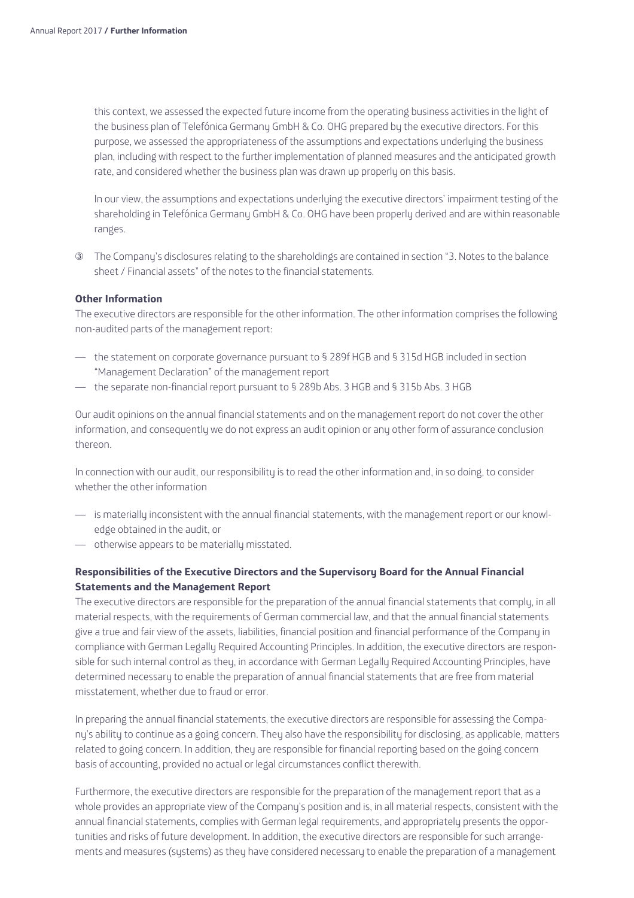this context, we assessed the expected future income from the operating business activities in the light of the business plan of Telefónica Germany GmbH & Co. OHG prepared by the executive directors. For this purpose, we assessed the appropriateness of the assumptions and expectations underlying the business plan, including with respect to the further implementation of planned measures and the anticipated growth rate, and considered whether the business plan was drawn up properly on this basis.

In our view, the assumptions and expectations underlying the executive directors' impairment testing of the shareholding in Telefónica Germany GmbH & Co. OHG have been properly derived and are within reasonable ranges.

③ The Company's disclosures relating to the shareholdings are contained in section "3. Notes to the balance sheet / Financial assets" of the notes to the financial statements.

**Other Information**

The executive directors are responsible for the other information. The other information comprises the following non-audited parts of the management report:

- the statement on corporate governance pursuant to § 289f HGB and § 315d HGB included in section "Management Declaration" of the management report
- the separate non-financial report pursuant to § 289b Abs. 3 HGB and § 315b Abs. 3 HGB

Our audit opinions on the annual financial statements and on the management report do not cover the other information, and consequently we do not express an audit opinion or any other form of assurance conclusion thereon.

In connection with our audit, our responsibility is to read the other information and, in so doing, to consider whether the other information

- is materially inconsistent with the annual financial statements, with the management report or our knowledge obtained in the audit, or
- otherwise appears to be materially misstated.

**Responsibilities of the Executive Directors and the Supervisory Board for the Annual Financial Statements and the Management Report**

The executive directors are responsible for the preparation of the annual financial statements that comply, in all material respects, with the requirements of German commercial law, and that the annual financial statements give a true and fair view of the assets, liabilities, financial position and financial performance of the Company in compliance with German Legally Required Accounting Principles. In addition, the executive directors are responsible for such internal control as they, in accordance with German Legally Required Accounting Principles, have determined necessary to enable the preparation of annual financial statements that are free from material misstatement, whether due to fraud or error.

In preparing the annual financial statements, the executive directors are responsible for assessing the Company's ability to continue as a going concern. They also have the responsibility for disclosing, as applicable, matters related to going concern. In addition, they are responsible for financial reporting based on the going concern basis of accounting, provided no actual or legal circumstances conflict therewith.

Furthermore, the executive directors are responsible for the preparation of the management report that as a whole provides an appropriate view of the Company's position and is, in all material respects, consistent with the annual financial statements, complies with German legal requirements, and appropriately presents the opportunities and risks of future development. In addition, the executive directors are responsible for such arrangements and measures (systems) as they have considered necessary to enable the preparation of a management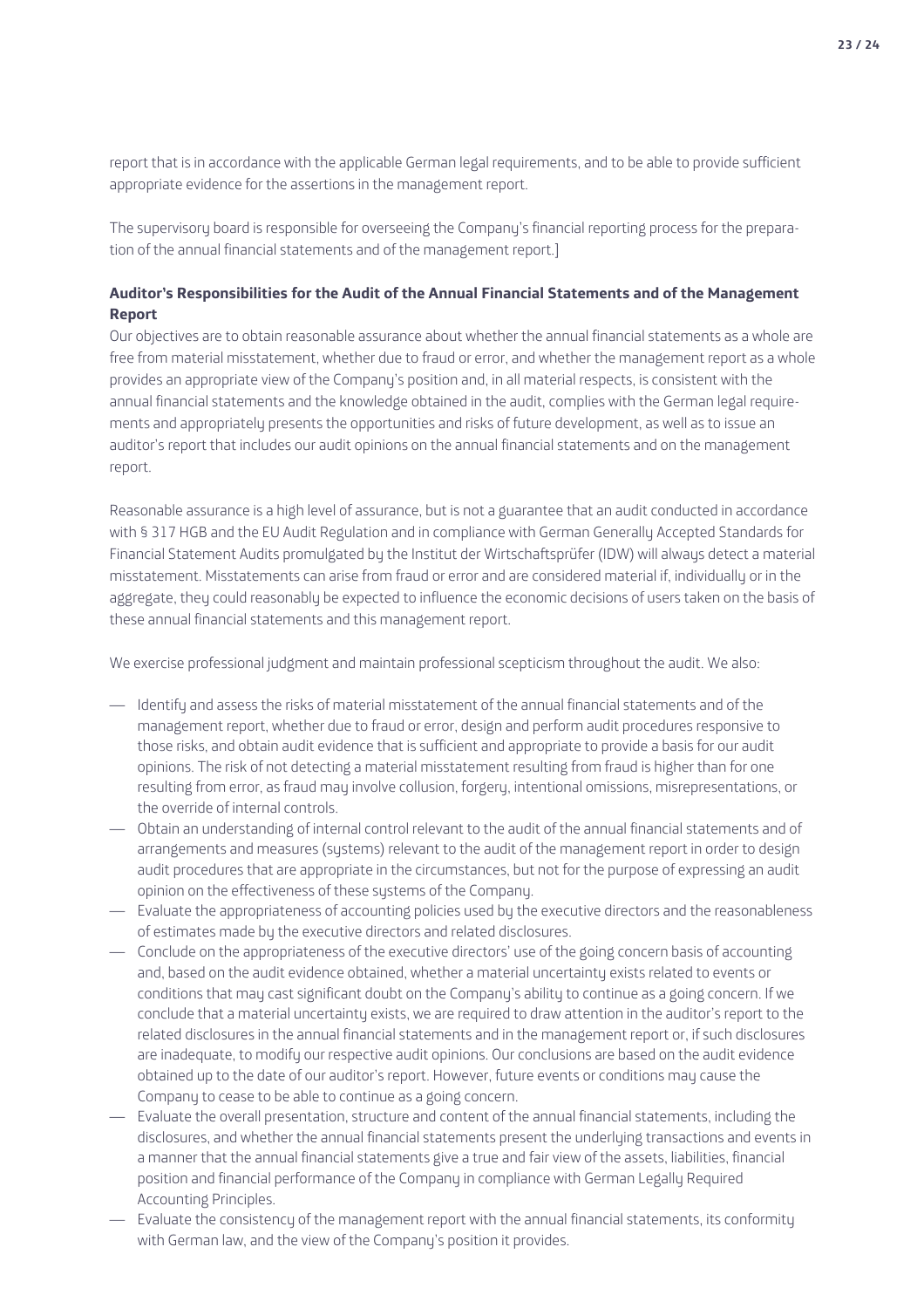report that is in accordance with the applicable German legal requirements, and to be able to provide sufficient appropriate evidence for the assertions in the management report.

The supervisory board is responsible for overseeing the Company's financial reporting process for the preparation of the annual financial statements and of the management report.]

**Auditor's Responsibilities for the Audit of the Annual Financial Statements and of the Management Report**

Our objectives are to obtain reasonable assurance about whether the annual financial statements as a whole are free from material misstatement, whether due to fraud or error, and whether the management report as a whole provides an appropriate view of the Company's position and, in all material respects, is consistent with the annual financial statements and the knowledge obtained in the audit, complies with the German legal requirements and appropriately presents the opportunities and risks of future development, as well as to issue an auditor's report that includes our audit opinions on the annual financial statements and on the management report.

Reasonable assurance is a high level of assurance, but is not a guarantee that an audit conducted in accordance with § 317 HGB and the EU Audit Regulation and in compliance with German Generally Accepted Standards for Financial Statement Audits promulgated by the Institut der Wirtschaftsprüfer (IDW) will always detect a material misstatement. Misstatements can arise from fraud or error and are considered material if, individually or in the aggregate, they could reasonably be expected to influence the economic decisions of users taken on the basis of these annual financial statements and this management report.

We exercise professional judgment and maintain professional scepticism throughout the audit. We also:

- Identify and assess the risks of material misstatement of the annual financial statements and of the management report, whether due to fraud or error, design and perform audit procedures responsive to those risks, and obtain audit evidence that is sufficient and appropriate to provide a basis for our audit opinions. The risk of not detecting a material misstatement resulting from fraud is higher than for one resulting from error, as fraud may involve collusion, forgery, intentional omissions, misrepresentations, or the override of internal controls.
- Obtain an understanding of internal control relevant to the audit of the annual financial statements and of arrangements and measures (systems) relevant to the audit of the management report in order to design audit procedures that are appropriate in the circumstances, but not for the purpose of expressing an audit opinion on the effectiveness of these systems of the Company.
- Evaluate the appropriateness of accounting policies used by the executive directors and the reasonableness of estimates made by the executive directors and related disclosures.
- Conclude on the appropriateness of the executive directors' use of the going concern basis of accounting and, based on the audit evidence obtained, whether a material uncertainty exists related to events or conditions that may cast significant doubt on the Company's ability to continue as a going concern. If we conclude that a material uncertainty exists, we are required to draw attention in the auditor's report to the related disclosures in the annual financial statements and in the management report or, if such disclosures are inadequate, to modify our respective audit opinions. Our conclusions are based on the audit evidence obtained up to the date of our auditor's report. However, future events or conditions may cause the Company to cease to be able to continue as a going concern.
- Evaluate the overall presentation, structure and content of the annual financial statements, including the disclosures, and whether the annual financial statements present the underlying transactions and events in a manner that the annual financial statements give a true and fair view of the assets, liabilities, financial position and financial performance of the Company in compliance with German Legally Required Accounting Principles.
- Evaluate the consistency of the management report with the annual financial statements, its conformity with German law, and the view of the Company's position it provides.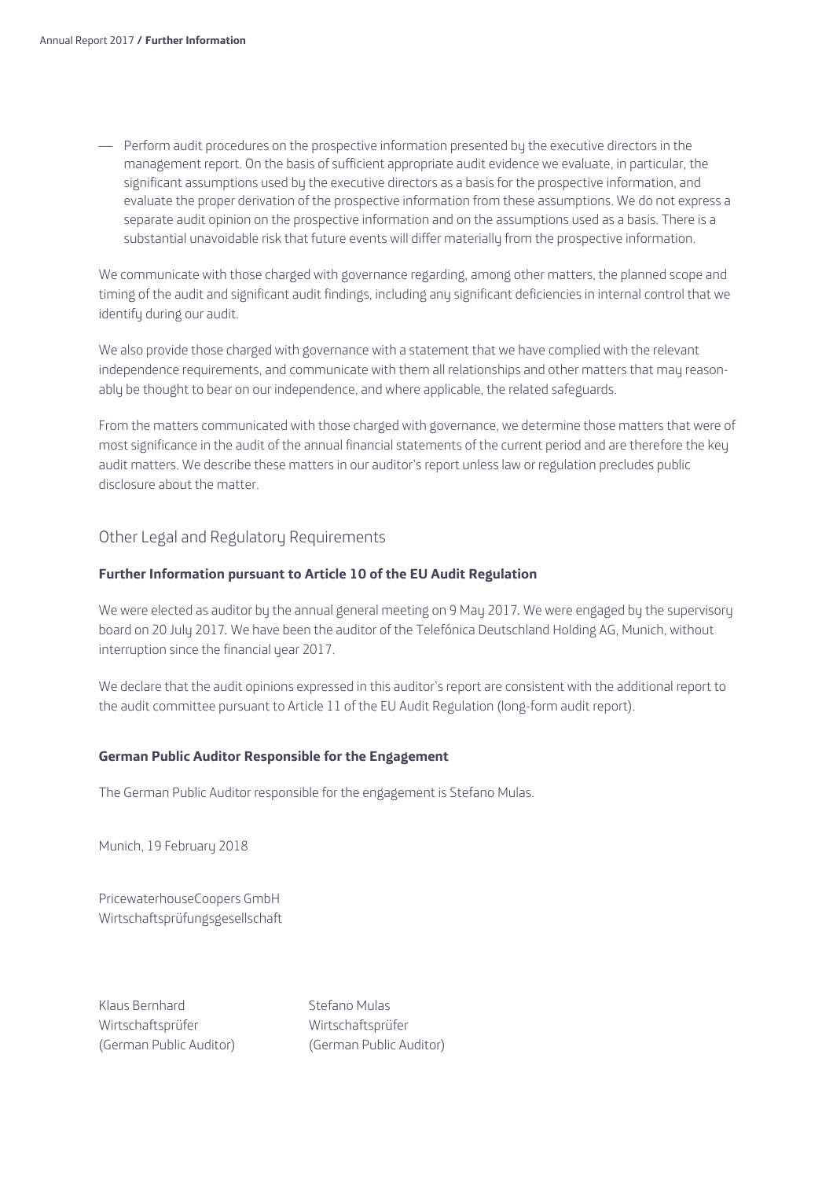- Perform audit procedures on the prospective information presented by the executive directors in the management report. On the basis of sufficient appropriate audit evidence we evaluate, in particular, the significant assumptions used by the executive directors as a basis for the prospective information, and evaluate the proper derivation of the prospective information from these assumptions. We do not express a separate audit opinion on the prospective information and on the assumptions used as a basis. There is a substantial unavoidable risk that future events will differ materially from the prospective information.

We communicate with those charged with governance regarding, among other matters, the planned scope and timing of the audit and significant audit findings, including any significant deficiencies in internal control that we identify during our audit.

We also provide those charged with governance with a statement that we have complied with the relevant independence requirements, and communicate with them all relationships and other matters that may reasonably be thought to bear on our independence, and where applicable, the related safeguards.

From the matters communicated with those charged with governance, we determine those matters that were of most significance in the audit of the annual financial statements of the current period and are therefore the key audit matters. We describe these matters in our auditor's report unless law or regulation precludes public disclosure about the matter.

## Other Legal and Regulatory Requirements

**Further Information pursuant to Article 10 of the EU Audit Regulation**

We were elected as auditor by the annual general meeting on 9 May 2017. We were engaged by the supervisory board on 20 July 2017. We have been the auditor of the Telefónica Deutschland Holding AG, Munich, without interruption since the financial year 2017.

We declare that the audit opinions expressed in this auditor's report are consistent with the additional report to the audit committee pursuant to Article 11 of the EU Audit Regulation (long-form audit report).

**German Public Auditor Responsible for the Engagement**

The German Public Auditor responsible for the engagement is Stefano Mulas.

Munich, 19 February 2018

PricewaterhouseCoopers GmbH
Wirtschaftsprüfungsgesellschaft

Klaus Bernhard
Wirtschaftsprüfer
(German Public Auditor)

Stefano Mulas
Wirtschaftsprüfer
(German Public Auditor)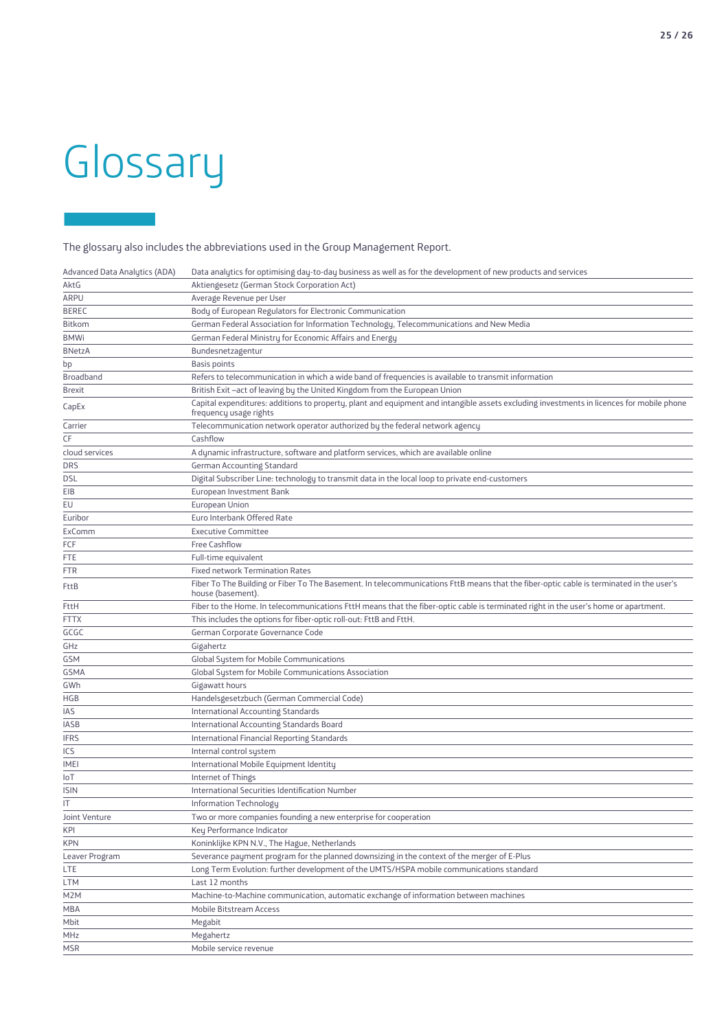# Glossary

The glossary also includes the abbreviations used in the Group Management Report.

| | |
|---|---|
| Advanced Data Analytics (ADA) | Data analytics for optimising day-to-day business as well as for the development of new products and services |
| AktG | Aktiengesetz (German Stock Corporation Act) |
| ARPU | Average Revenue per User |
| BEREC | Body of European Regulators for Electronic Communication |
| Bitkom | German Federal Association for Information Technology, Telecommunications and New Media |
| BMWi | German Federal Ministry for Economic Affairs and Energy |
| BNetzA | Bundesnetzagentur |
| bp | Basis points |
| Broadband | Refers to telecommunication in which a wide band of frequencies is available to transmit information |
| Brexit | British Exit –act of leaving by the United Kingdom from the European Union |
| CapEx | Capital expenditures: additions to property, plant and equipment and intangible assets excluding investments in licences for mobile phone frequency usage rights |
| Carrier | Telecommunication network operator authorized by the federal network agency |
| CF | Cashflow |
| cloud services | A dynamic infrastructure, software and platform services, which are available online |
| DRS | German Accounting Standard |
| DSL | Digital Subscriber Line: technology to transmit data in the local loop to private end-customers |
| EIB | European Investment Bank |
| EU | European Union |
| Euribor | Euro Interbank Offered Rate |
| ExComm | Executive Committee |
| FCF | Free Cashflow |
| FTE | Full-time equivalent |
| FTR | Fixed network Termination Rates |
| FttB | Fiber To The Building or Fiber To The Basement. In telecommunications FttB means that the fiber-optic cable is terminated in the user's house (basement). |
| FttH | Fiber to the Home. In telecommunications FttH means that the fiber-optic cable is terminated right in the user's home or apartment. |
| FTTX | This includes the options for fiber-optic roll-out: FttB and FttH. |
| GCGC | German Corporate Governance Code |
| GHz | Gigahertz |
| GSM | Global System for Mobile Communications |
| GSMA | Global System for Mobile Communications Association |
| GWh | Gigawatt hours |
| HGB | Handelsgesetzbuch (German Commercial Code) |
| IAS | International Accounting Standards |
| IASB | International Accounting Standards Board |
| IFRS | International Financial Reporting Standards |
| ICS | Internal control system |
| IMEI | International Mobile Equipment Identity |
| IoT | Internet of Things |
| ISIN | International Securities Identification Number |
| IT | Information Technology |
| Joint Venture | Two or more companies founding a new enterprise for cooperation |
| KPI | Key Performance Indicator |
| KPN | Koninklijke KPN N.V., The Hague, Netherlands |
| Leaver Program | Severance payment program for the planned downsizing in the context of the merger of E-Plus |
| LTE | Long Term Evolution: further development of the UMTS/HSPA mobile communications standard |
| LTM | Last 12 months |
| M2M | Machine-to-Machine communication, automatic exchange of information between machines |
| MBA | Mobile Bitstream Access |
| Mbit | Megabit |
| MHz | Megahertz |
| MSR | Mobile service revenue |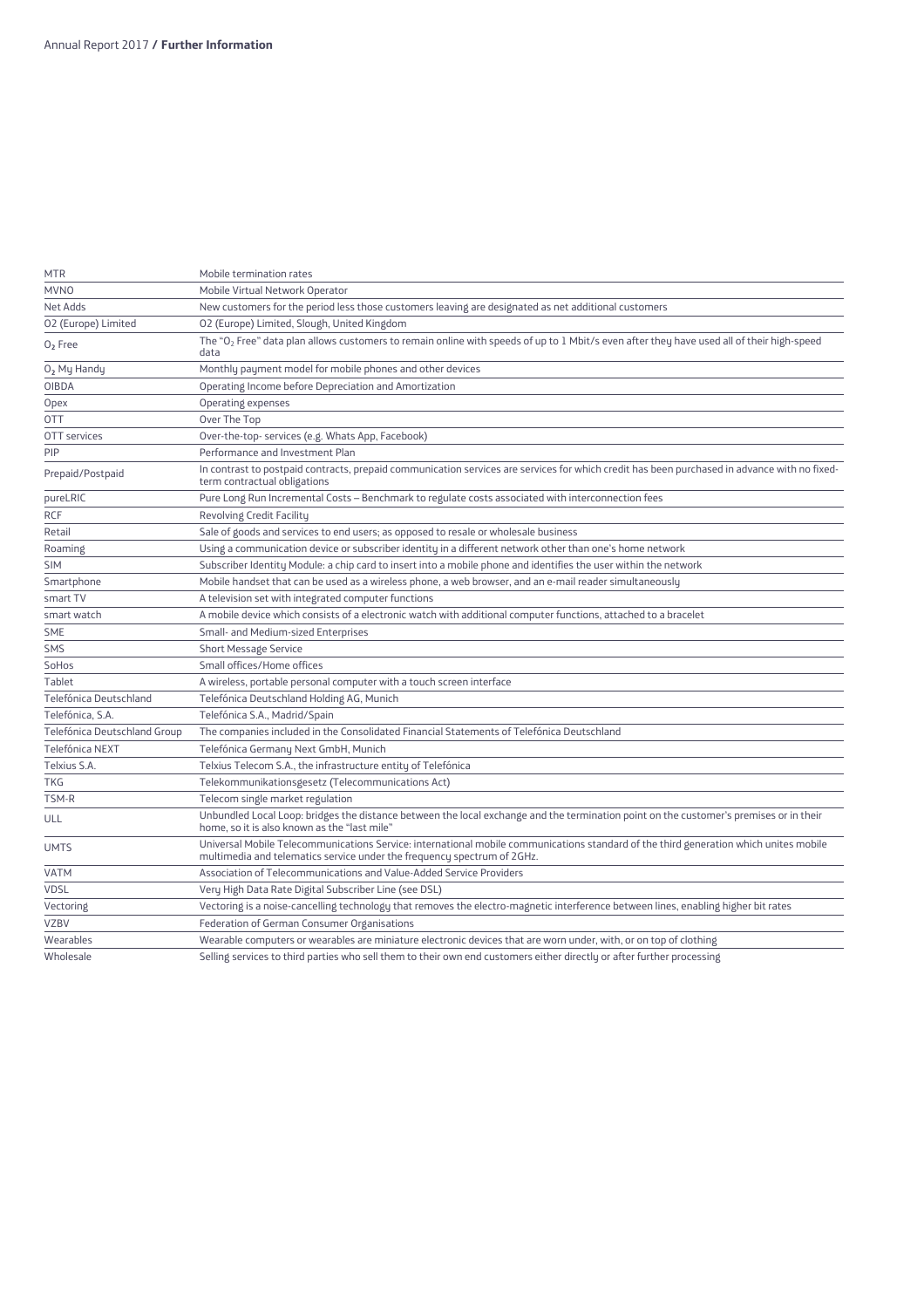| MTR | Mobile termination rates |
|---|---|
| MVNO | Mobile Virtual Network Operator |
| Net Adds | New customers for the period less those customers leaving are designated as net additional customers |
| O2 (Europe) Limited | O2 (Europe) Limited, Slough, United Kingdom |
| $O_2$ Free | The "$O_2$ Free" data plan allows customers to remain online with speeds of up to 1 Mbit/s even after they have used all of their high-speed data |
| $O_2$ My Handy | Monthly payment model for mobile phones and other devices |
| OIBDA | Operating Income before Depreciation and Amortization |
| Opex | Operating expenses |
| OTT | Over The Top |
| OTT services | Over-the-top- services (e.g. Whats App, Facebook) |
| PIP | Performance and Investment Plan |
| Prepaid/Postpaid | In contrast to postpaid contracts, prepaid communication services are services for which credit has been purchased in advance with no fixed-term contractual obligations |
| pureLRIC | Pure Long Run Incremental Costs – Benchmark to regulate costs associated with interconnection fees |
| RCF | Revolving Credit Facility |
| Retail | Sale of goods and services to end users; as opposed to resale or wholesale business |
| Roaming | Using a communication device or subscriber identity in a different network other than one's home network |
| SIM | Subscriber Identity Module: a chip card to insert into a mobile phone and identifies the user within the network |
| Smartphone | Mobile handset that can be used as a wireless phone, a web browser, and an e-mail reader simultaneously |
| smart TV | A television set with integrated computer functions |
| smart watch | A mobile device which consists of a electronic watch with additional computer functions, attached to a bracelet |
| SME | Small- and Medium-sized Enterprises |
| SMS | Short Message Service |
| SoHos | Small offices/Home offices |
| Tablet | A wireless, portable personal computer with a touch screen interface |
| Telefónica Deutschland | Telefónica Deutschland Holding AG, Munich |
| Telefónica, S.A. | Telefónica S.A., Madrid/Spain |
| Telefónica Deutschland Group | The companies included in the Consolidated Financial Statements of Telefónica Deutschland |
| Telefónica NEXT | Telefónica Germany Next GmbH, Munich |
| Telxius S.A. | Telxius Telecom S.A., the infrastructure entity of Telefónica |
| TKG | Telekommunikationsgesetz (Telecommunications Act) |
| TSM-R | Telecom single market regulation |
| ULL | Unbundled Local Loop: bridges the distance between the local exchange and the termination point on the customer's premises or in their home, so it is also known as the "last mile" |
| UMTS | Universal Mobile Telecommunications Service: international mobile communications standard of the third generation which unites mobile multimedia and telematics service under the frequency spectrum of 2GHz. |
| VATM | Association of Telecommunications and Value-Added Service Providers |
| VDSL | Very High Data Rate Digital Subscriber Line (see DSL) |
| Vectoring | Vectoring is a noise-cancelling technology that removes the electro-magnetic interference between lines, enabling higher bit rates |
| VZBV | Federation of German Consumer Organisations |
| Wearables | Wearable computers or wearables are miniature electronic devices that are worn under, with, or on top of clothing |
| Wholesale | Selling services to third parties who sell them to their own end customers either directly or after further processing |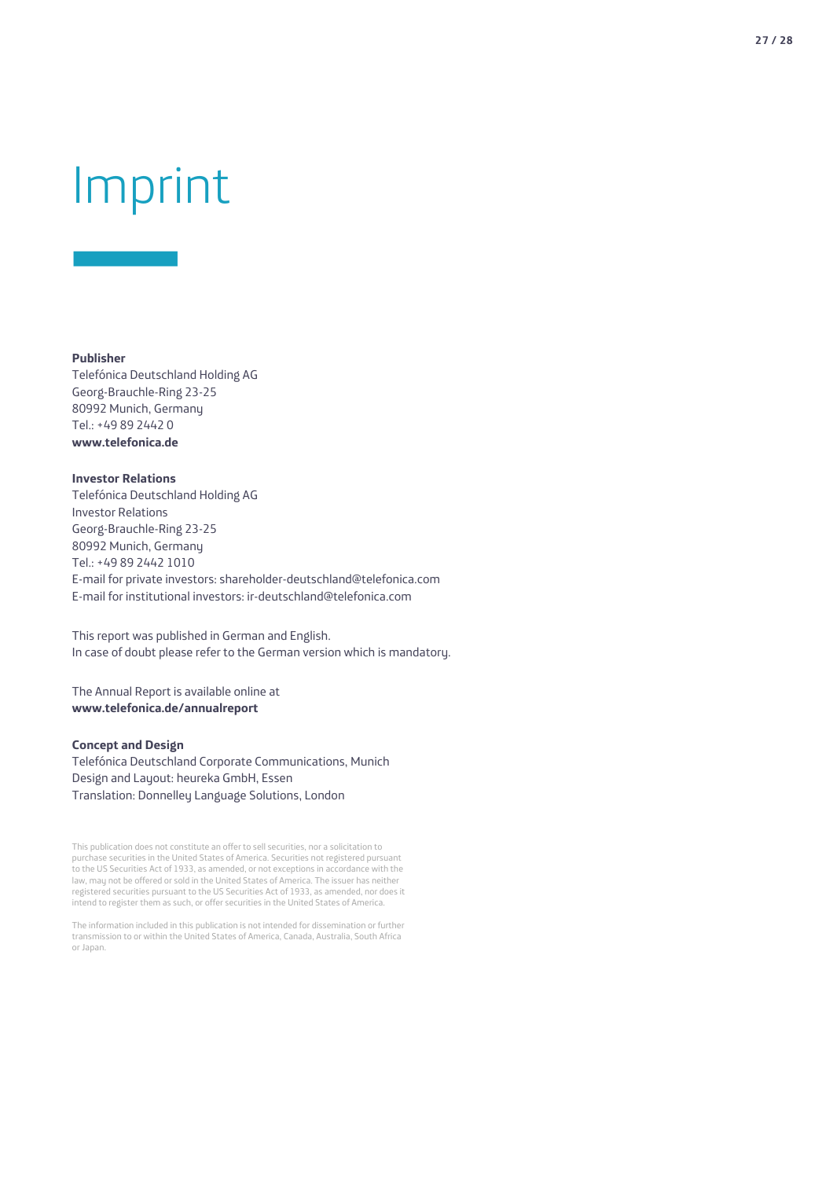# Imprint

**Publisher**
Telefónica Deutschland Holding AG
Georg-Brauchle-Ring 23-25
80992 Munich, Germany
Tel.: +49 89 2442 0
**www.telefonica.de**

**Investor Relations**
Telefónica Deutschland Holding AG
Investor Relations
Georg-Brauchle-Ring 23-25
80992 Munich, Germany
Tel.: +49 89 2442 1010
E-mail for private investors: shareholder-deutschland@telefonica.com
E-mail for institutional investors: ir-deutschland@telefonica.com

This report was published in German and English.
In case of doubt please refer to the German version which is mandatory.

The Annual Report is available online at
**www.telefonica.de/annualreport**

**Concept and Design**
Telefónica Deutschland Corporate Communications, Munich
Design and Layout: heureka GmbH, Essen
Translation: Donnelley Language Solutions, London

This publication does not constitute an offer to sell securities, nor a solicitation to purchase securities in the United States of America. Securities not registered pursuant to the US Securities Act of 1933, as amended, or not exceptions in accordance with the law, may not be offered or sold in the United States of America. The issuer has neither registered securities pursuant to the US Securities Act of 1933, as amended, nor does it intend to register them as such, or offer securities in the United States of America.

The information included in this publication is not intended for dissemination or further transmission to or within the United States of America, Canada, Australia, South Africa or Japan.